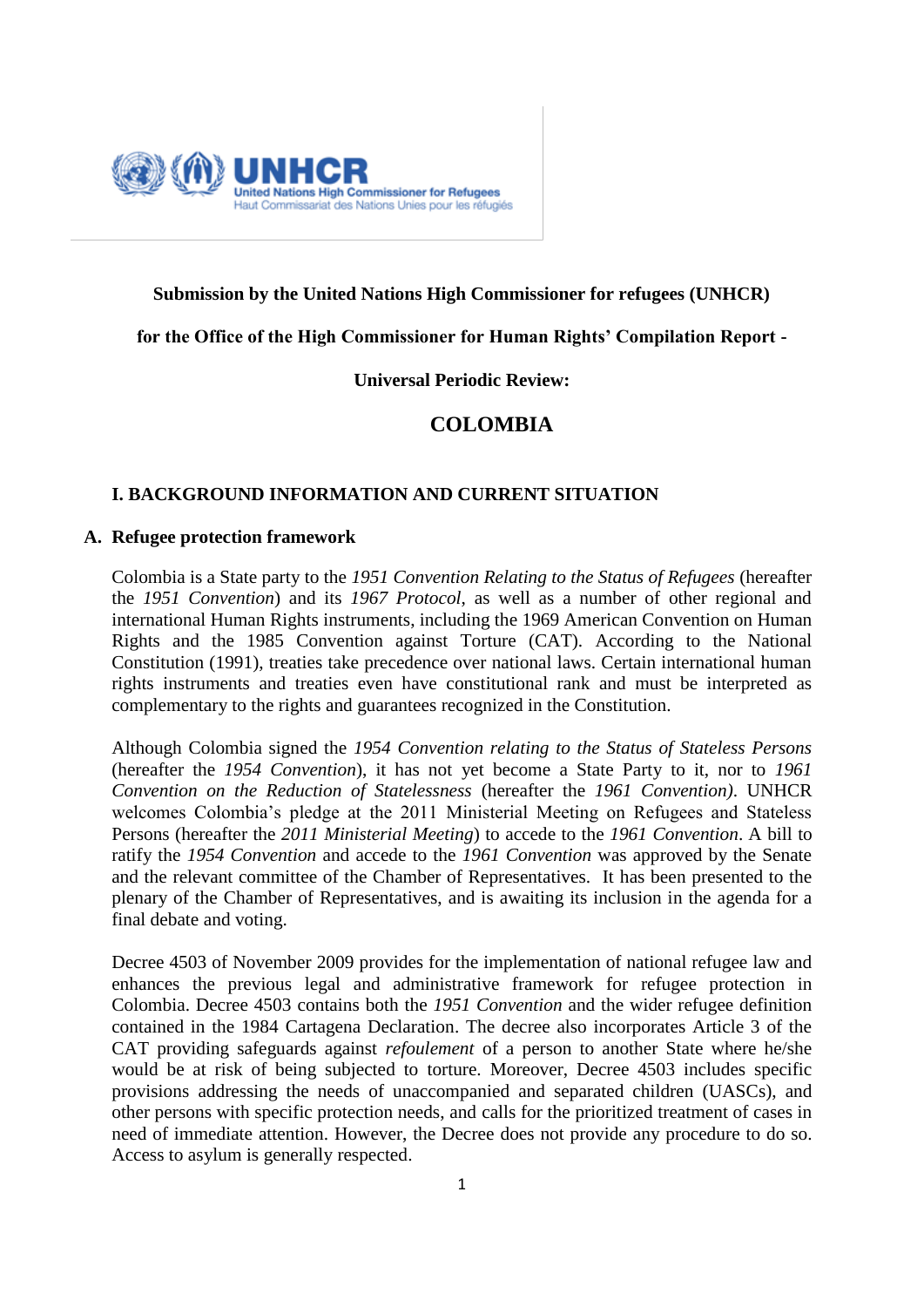**Submission by the United Nations High Commissioner for refugees (UNHCR)**

**for the Office of the High Commissioner for Human Rights' Compilation Report -**

**Universal Periodic Review:**

# COLOMBIA

## I. BACKGROUND INFORMATION AND CURRENT SITUATION

### A. Refugee protection framework

Colombia is a State party to the *1951 Convention Relating to the Status of Refugees* (hereafter the *1951 Convention*) and its *1967 Protocol*, as well as a number of other regional and international Human Rights instruments, including the 1969 American Convention on Human Rights and the 1985 Convention against Torture (CAT). According to the National Constitution (1991), treaties take precedence over national laws. Certain international human rights instruments and treaties even have constitutional rank and must be interpreted as complementary to the rights and guarantees recognized in the Constitution.

Although Colombia signed the *1954 Convention relating to the Status of Stateless Persons* (hereafter the *1954 Convention*), it has not yet become a State Party to it, nor to *1961 Convention on the Reduction of Statelessness* (hereafter the *1961 Convention)*. UNHCR welcomes Colombia's pledge at the 2011 Ministerial Meeting on Refugees and Stateless Persons (hereafter the *2011 Ministerial Meeting*) to accede to the *1961 Convention*. A bill to ratify the *1954 Convention* and accede to the *1961 Convention* was approved by the Senate and the relevant committee of the Chamber of Representatives. It has been presented to the plenary of the Chamber of Representatives, and is awaiting its inclusion in the agenda for a final debate and voting.

Decree 4503 of November 2009 provides for the implementation of national refugee law and enhances the previous legal and administrative framework for refugee protection in Colombia. Decree 4503 contains both the *1951 Convention* and the wider refugee definition contained in the 1984 Cartagena Declaration. The decree also incorporates Article 3 of the CAT providing safeguards against *refoulement* of a person to another State where he/she would be at risk of being subjected to torture. Moreover, Decree 4503 includes specific provisions addressing the needs of unaccompanied and separated children (UASCs), and other persons with specific protection needs, and calls for the prioritized treatment of cases in need of immediate attention. However, the Decree does not provide any procedure to do so. Access to asylum is generally respected.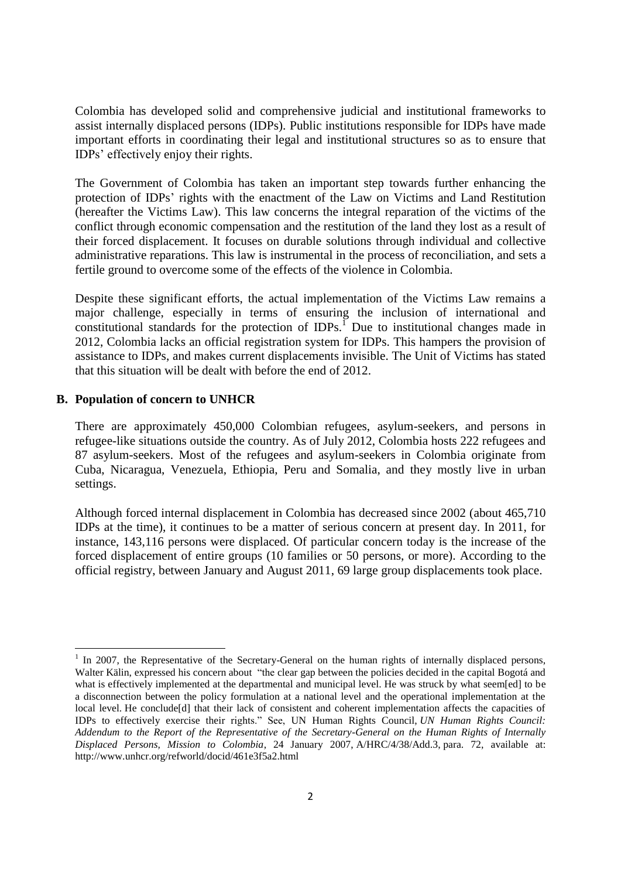Colombia has developed solid and comprehensive judicial and institutional frameworks to assist internally displaced persons (IDPs). Public institutions responsible for IDPs have made important efforts in coordinating their legal and institutional structures so as to ensure that IDPs' effectively enjoy their rights.

The Government of Colombia has taken an important step towards further enhancing the protection of IDPs' rights with the enactment of the Law on Victims and Land Restitution (hereafter the Victims Law). This law concerns the integral reparation of the victims of the conflict through economic compensation and the restitution of the land they lost as a result of their forced displacement. It focuses on durable solutions through individual and collective administrative reparations. This law is instrumental in the process of reconciliation, and sets a fertile ground to overcome some of the effects of the violence in Colombia.

Despite these significant efforts, the actual implementation of the Victims Law remains a major challenge, especially in terms of ensuring the inclusion of international and constitutional standards for the protection of IDPs.[1] Due to institutional changes made in 2012, Colombia lacks an official registration system for IDPs. This hampers the provision of assistance to IDPs, and makes current displacements invisible. The Unit of Victims has stated that this situation will be dealt with before the end of 2012.

## B. Population of concern to UNHCR

There are approximately 450,000 Colombian refugees, asylum-seekers, and persons in refugee-like situations outside the country. As of July 2012, Colombia hosts 222 refugees and 87 asylum-seekers. Most of the refugees and asylum-seekers in Colombia originate from Cuba, Nicaragua, Venezuela, Ethiopia, Peru and Somalia, and they mostly live in urban settings.

Although forced internal displacement in Colombia has decreased since 2002 (about 465,710 IDPs at the time), it continues to be a matter of serious concern at present day. In 2011, for instance, 143,116 persons were displaced. Of particular concern today is the increase of the forced displacement of entire groups (10 families or 50 persons, or more). According to the official registry, between January and August 2011, 69 large group displacements took place.

---

[1] In 2007, the Representative of the Secretary-General on the human rights of internally displaced persons, Walter Kälin, expressed his concern about "the clear gap between the policies decided in the capital Bogotá and what is effectively implemented at the departmental and municipal level. He was struck by what seem[ed] to be a disconnection between the policy formulation at a national level and the operational implementation at the local level. He conclude[d] that their lack of consistent and coherent implementation affects the capacities of IDPs to effectively exercise their rights." See, UN Human Rights Council, *UN Human Rights Council: Addendum to the Report of the Representative of the Secretary-General on the Human Rights of Internally Displaced Persons, Mission to Colombia*, 24 January 2007, A/HRC/4/38/Add.3, para. 72, available at: http://www.unhcr.org/refworld/docid/461e3f5a2.html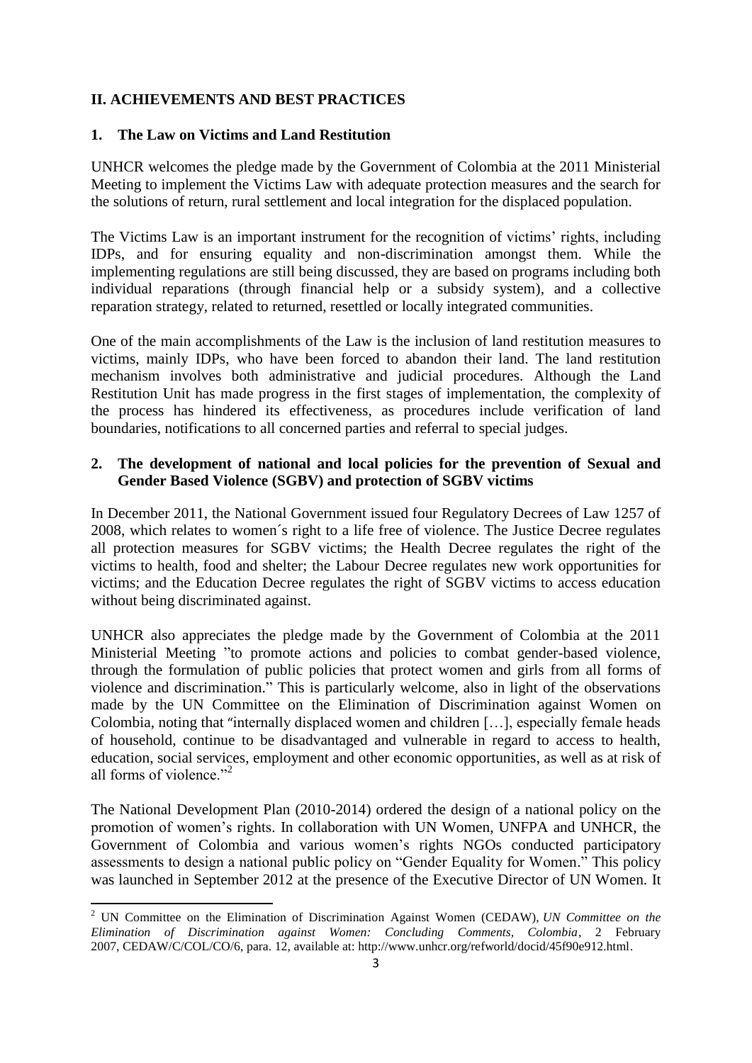## II. ACHIEVEMENTS AND BEST PRACTICES

### 1. The Law on Victims and Land Restitution

UNHCR welcomes the pledge made by the Government of Colombia at the 2011 Ministerial Meeting to implement the Victims Law with adequate protection measures and the search for the solutions of return, rural settlement and local integration for the displaced population.

The Victims Law is an important instrument for the recognition of victims' rights, including IDPs, and for ensuring equality and non-discrimination amongst them. While the implementing regulations are still being discussed, they are based on programs including both individual reparations (through financial help or a subsidy system), and a collective reparation strategy, related to returned, resettled or locally integrated communities.

One of the main accomplishments of the Law is the inclusion of land restitution measures to victims, mainly IDPs, who have been forced to abandon their land. The land restitution mechanism involves both administrative and judicial procedures. Although the Land Restitution Unit has made progress in the first stages of implementation, the complexity of the process has hindered its effectiveness, as procedures include verification of land boundaries, notifications to all concerned parties and referral to special judges.

### 2. The development of national and local policies for the prevention of Sexual and Gender Based Violence (SGBV) and protection of SGBV victims

In December 2011, the National Government issued four Regulatory Decrees of Law 1257 of 2008, which relates to women´s right to a life free of violence. The Justice Decree regulates all protection measures for SGBV victims; the Health Decree regulates the right of the victims to health, food and shelter; the Labour Decree regulates new work opportunities for victims; and the Education Decree regulates the right of SGBV victims to access education without being discriminated against.

UNHCR also appreciates the pledge made by the Government of Colombia at the 2011 Ministerial Meeting "to promote actions and policies to combat gender-based violence, through the formulation of public policies that protect women and girls from all forms of violence and discrimination." This is particularly welcome, also in light of the observations made by the UN Committee on the Elimination of Discrimination against Women on Colombia, noting that "internally displaced women and children […], especially female heads of household, continue to be disadvantaged and vulnerable in regard to access to health, education, social services, employment and other economic opportunities, as well as at risk of all forms of violence."[2]

The National Development Plan (2010-2014) ordered the design of a national policy on the promotion of women's rights. In collaboration with UN Women, UNFPA and UNHCR, the Government of Colombia and various women's rights NGOs conducted participatory assessments to design a national public policy on "Gender Equality for Women." This policy was launched in September 2012 at the presence of the Executive Director of UN Women. It

---

[2] UN Committee on the Elimination of Discrimination Against Women (CEDAW), *UN Committee on the Elimination of Discrimination against Women: Concluding Comments, Colombia*, 2 February 2007, CEDAW/C/COL/CO/6, para. 12, available at: http://www.unhcr.org/refworld/docid/45f90e912.html.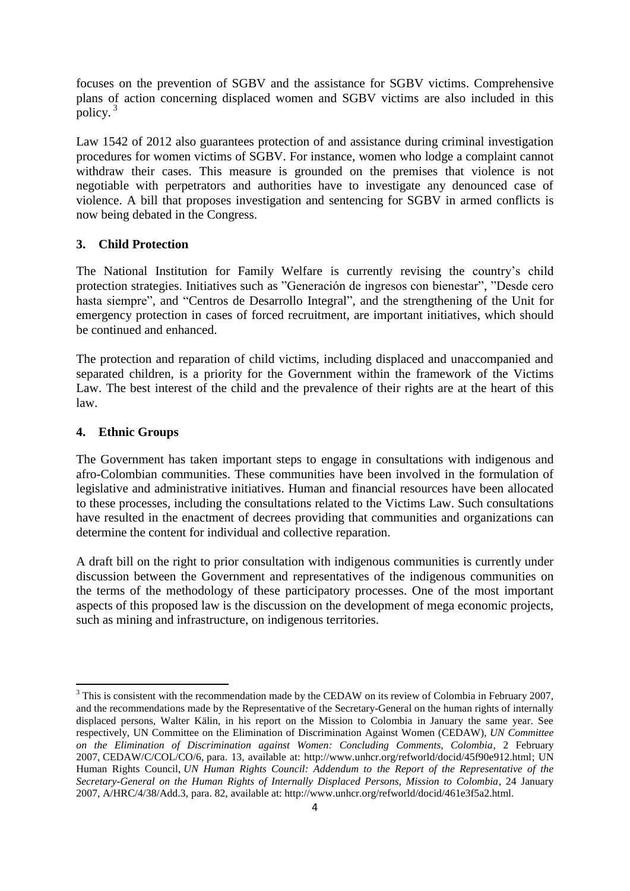focuses on the prevention of SGBV and the assistance for SGBV victims. Comprehensive plans of action concerning displaced women and SGBV victims are also included in this policy.[3]

Law 1542 of 2012 also guarantees protection of and assistance during criminal investigation procedures for women victims of SGBV. For instance, women who lodge a complaint cannot withdraw their cases. This measure is grounded on the premises that violence is not negotiable with perpetrators and authorities have to investigate any denounced case of violence. A bill that proposes investigation and sentencing for SGBV in armed conflicts is now being debated in the Congress.

### 3. Child Protection

The National Institution for Family Welfare is currently revising the country's child protection strategies. Initiatives such as "Generación de ingresos con bienestar", "Desde cero hasta siempre", and "Centros de Desarrollo Integral", and the strengthening of the Unit for emergency protection in cases of forced recruitment, are important initiatives, which should be continued and enhanced.

The protection and reparation of child victims, including displaced and unaccompanied and separated children, is a priority for the Government within the framework of the Victims Law. The best interest of the child and the prevalence of their rights are at the heart of this law.

### 4. Ethnic Groups

The Government has taken important steps to engage in consultations with indigenous and afro-Colombian communities. These communities have been involved in the formulation of legislative and administrative initiatives. Human and financial resources have been allocated to these processes, including the consultations related to the Victims Law. Such consultations have resulted in the enactment of decrees providing that communities and organizations can determine the content for individual and collective reparation.

A draft bill on the right to prior consultation with indigenous communities is currently under discussion between the Government and representatives of the indigenous communities on the terms of the methodology of these participatory processes. One of the most important aspects of this proposed law is the discussion on the development of mega economic projects, such as mining and infrastructure, on indigenous territories.

---

[3] This is consistent with the recommendation made by the CEDAW on its review of Colombia in February 2007, and the recommendations made by the Representative of the Secretary-General on the human rights of internally displaced persons, Walter Kälin, in his report on the Mission to Colombia in January the same year. See respectively, UN Committee on the Elimination of Discrimination Against Women (CEDAW), *UN Committee on the Elimination of Discrimination against Women: Concluding Comments, Colombia*, 2 February 2007, CEDAW/C/COL/CO/6, para. 13, available at: http://www.unhcr.org/refworld/docid/45f90e912.html; UN Human Rights Council, *UN Human Rights Council: Addendum to the Report of the Representative of the Secretary-General on the Human Rights of Internally Displaced Persons, Mission to Colombia*, 24 January 2007, A/HRC/4/38/Add.3, para. 82, available at: http://www.unhcr.org/refworld/docid/461e3f5a2.html.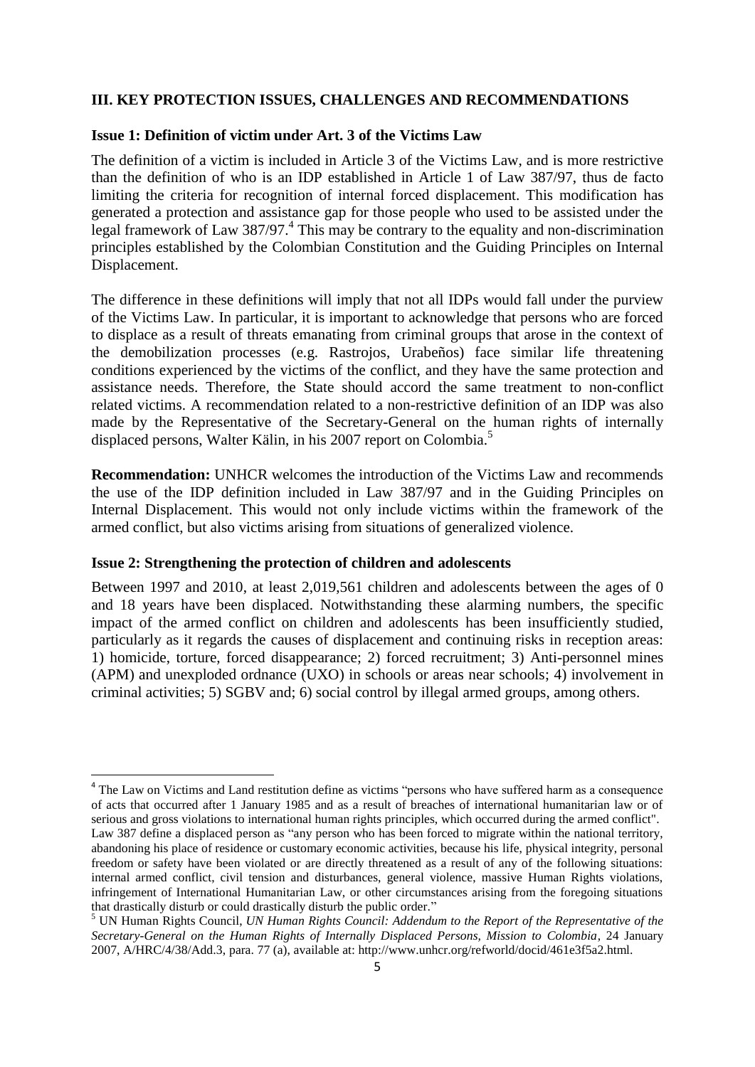## III. KEY PROTECTION ISSUES, CHALLENGES AND RECOMMENDATIONS

### Issue 1: Definition of victim under Art. 3 of the Victims Law

The definition of a victim is included in Article 3 of the Victims Law, and is more restrictive than the definition of who is an IDP established in Article 1 of Law 387/97, thus de facto limiting the criteria for recognition of internal forced displacement. This modification has generated a protection and assistance gap for those people who used to be assisted under the legal framework of Law 387/97.[4] This may be contrary to the equality and non-discrimination principles established by the Colombian Constitution and the Guiding Principles on Internal Displacement.

The difference in these definitions will imply that not all IDPs would fall under the purview of the Victims Law. In particular, it is important to acknowledge that persons who are forced to displace as a result of threats emanating from criminal groups that arose in the context of the demobilization processes (e.g. Rastrojos, Urabeños) face similar life threatening conditions experienced by the victims of the conflict, and they have the same protection and assistance needs. Therefore, the State should accord the same treatment to non-conflict related victims. A recommendation related to a non-restrictive definition of an IDP was also made by the Representative of the Secretary-General on the human rights of internally displaced persons, Walter Kälin, in his 2007 report on Colombia.[5]

**Recommendation:** UNHCR welcomes the introduction of the Victims Law and recommends the use of the IDP definition included in Law 387/97 and in the Guiding Principles on Internal Displacement. This would not only include victims within the framework of the armed conflict, but also victims arising from situations of generalized violence.

### Issue 2: Strengthening the protection of children and adolescents

Between 1997 and 2010, at least 2,019,561 children and adolescents between the ages of 0 and 18 years have been displaced. Notwithstanding these alarming numbers, the specific impact of the armed conflict on children and adolescents has been insufficiently studied, particularly as it regards the causes of displacement and continuing risks in reception areas: 1) homicide, torture, forced disappearance; 2) forced recruitment; 3) Anti-personnel mines (APM) and unexploded ordnance (UXO) in schools or areas near schools; 4) involvement in criminal activities; 5) SGBV and; 6) social control by illegal armed groups, among others.

---

[4] The Law on Victims and Land restitution define as victims "persons who have suffered harm as a consequence of acts that occurred after 1 January 1985 and as a result of breaches of international humanitarian law or of serious and gross violations to international human rights principles, which occurred during the armed conflict". Law 387 define a displaced person as "any person who has been forced to migrate within the national territory, abandoning his place of residence or customary economic activities, because his life, physical integrity, personal freedom or safety have been violated or are directly threatened as a result of any of the following situations: internal armed conflict, civil tension and disturbances, general violence, massive Human Rights violations, infringement of International Humanitarian Law, or other circumstances arising from the foregoing situations that drastically disturb or could drastically disturb the public order."

[5] UN Human Rights Council, *UN Human Rights Council: Addendum to the Report of the Representative of the Secretary-General on the Human Rights of Internally Displaced Persons, Mission to Colombia*, 24 January 2007, A/HRC/4/38/Add.3, para. 77 (a), available at: http://www.unhcr.org/refworld/docid/461e3f5a2.html.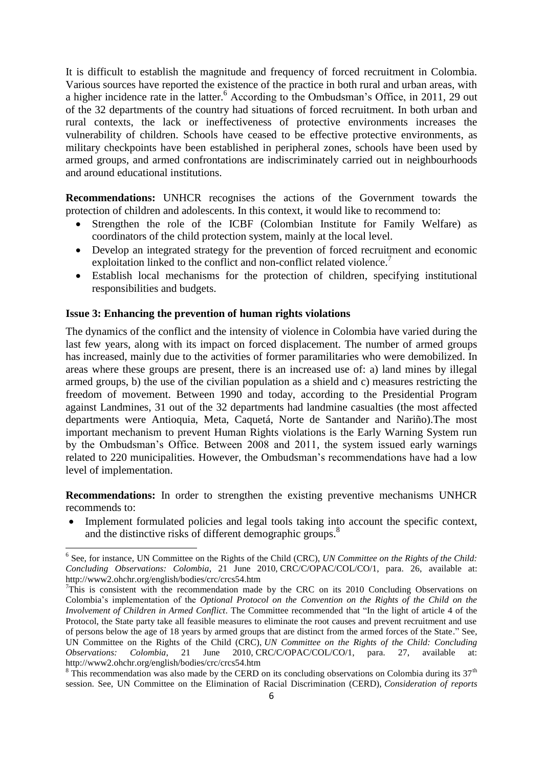It is difficult to establish the magnitude and frequency of forced recruitment in Colombia. Various sources have reported the existence of the practice in both rural and urban areas, with a higher incidence rate in the latter.[6] According to the Ombudsman's Office, in 2011, 29 out of the 32 departments of the country had situations of forced recruitment. In both urban and rural contexts, the lack or ineffectiveness of protective environments increases the vulnerability of children. Schools have ceased to be effective protective environments, as military checkpoints have been established in peripheral zones, schools have been used by armed groups, and armed confrontations are indiscriminately carried out in neighbourhoods and around educational institutions.

**Recommendations:** UNHCR recognises the actions of the Government towards the protection of children and adolescents. In this context, it would like to recommend to:

- Strengthen the role of the ICBF (Colombian Institute for Family Welfare) as coordinators of the child protection system, mainly at the local level.
- Develop an integrated strategy for the prevention of forced recruitment and economic exploitation linked to the conflict and non-conflict related violence.[7]
- Establish local mechanisms for the protection of children, specifying institutional responsibilities and budgets.

### Issue 3: Enhancing the prevention of human rights violations

The dynamics of the conflict and the intensity of violence in Colombia have varied during the last few years, along with its impact on forced displacement. The number of armed groups has increased, mainly due to the activities of former paramilitaries who were demobilized. In areas where these groups are present, there is an increased use of: a) land mines by illegal armed groups, b) the use of the civilian population as a shield and c) measures restricting the freedom of movement. Between 1990 and today, according to the Presidential Program against Landmines, 31 out of the 32 departments had landmine casualties (the most affected departments were Antioquia, Meta, Caquetá, Norte de Santander and Nariño).The most important mechanism to prevent Human Rights violations is the Early Warning System run by the Ombudsman's Office. Between 2008 and 2011, the system issued early warnings related to 220 municipalities. However, the Ombudsman's recommendations have had a low level of implementation.

**Recommendations:** In order to strengthen the existing preventive mechanisms UNHCR recommends to:

- Implement formulated policies and legal tools taking into account the specific context, and the distinctive risks of different demographic groups.[8]

---

[6] See, for instance, UN Committee on the Rights of the Child (CRC), *UN Committee on the Rights of the Child: Concluding Observations: Colombia*, 21 June 2010, CRC/C/OPAC/COL/CO/1, para. 26, available at: http://www2.ohchr.org/english/bodies/crc/crcs54.htm

[7] This is consistent with the recommendation made by the CRC on its 2010 Concluding Observations on Colombia's implementation of the *Optional Protocol on the Convention on the Rights of the Child on the Involvement of Children in Armed Conflict*. The Committee recommended that "In the light of article 4 of the Protocol, the State party take all feasible measures to eliminate the root causes and prevent recruitment and use of persons below the age of 18 years by armed groups that are distinct from the armed forces of the State." See, UN Committee on the Rights of the Child (CRC), *UN Committee on the Rights of the Child: Concluding Observations: Colombia*, 21 June 2010, CRC/C/OPAC/COL/CO/1, para. 27, available at: http://www2.ohchr.org/english/bodies/crc/crcs54.htm

[8] This recommendation was also made by the CERD on its concluding observations on Colombia during its 37th session. See, UN Committee on the Elimination of Racial Discrimination (CERD), *Consideration of reports*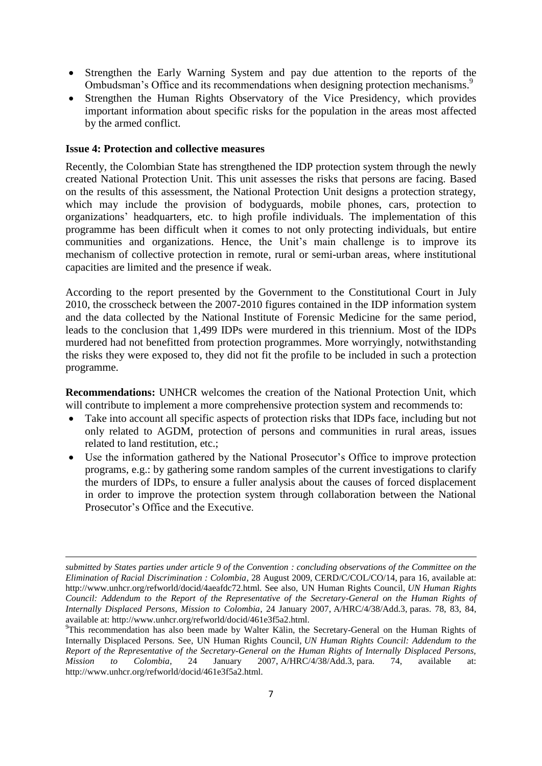- Strengthen the Early Warning System and pay due attention to the reports of the Ombudsman's Office and its recommendations when designing protection mechanisms.[9]
- Strengthen the Human Rights Observatory of the Vice Presidency, which provides important information about specific risks for the population in the areas most affected by the armed conflict.

**Issue 4: Protection and collective measures**

Recently, the Colombian State has strengthened the IDP protection system through the newly created National Protection Unit. This unit assesses the risks that persons are facing. Based on the results of this assessment, the National Protection Unit designs a protection strategy, which may include the provision of bodyguards, mobile phones, cars, protection to organizations' headquarters, etc. to high profile individuals. The implementation of this programme has been difficult when it comes to not only protecting individuals, but entire communities and organizations. Hence, the Unit's main challenge is to improve its mechanism of collective protection in remote, rural or semi-urban areas, where institutional capacities are limited and the presence if weak.

According to the report presented by the Government to the Constitutional Court in July 2010, the crosscheck between the 2007-2010 figures contained in the IDP information system and the data collected by the National Institute of Forensic Medicine for the same period, leads to the conclusion that 1,499 IDPs were murdered in this triennium. Most of the IDPs murdered had not benefitted from protection programmes. More worryingly, notwithstanding the risks they were exposed to, they did not fit the profile to be included in such a protection programme.

**Recommendations:** UNHCR welcomes the creation of the National Protection Unit, which will contribute to implement a more comprehensive protection system and recommends to:

- Take into account all specific aspects of protection risks that IDPs face, including but not only related to AGDM, protection of persons and communities in rural areas, issues related to land restitution, etc.;
- Use the information gathered by the National Prosecutor's Office to improve protection programs, e.g.: by gathering some random samples of the current investigations to clarify the murders of IDPs, to ensure a fuller analysis about the causes of forced displacement in order to improve the protection system through collaboration between the National Prosecutor's Office and the Executive.

---

*submitted by States parties under article 9 of the Convention : concluding observations of the Committee on the Elimination of Racial Discrimination : Colombia*, 28 August 2009, CERD/C/COL/CO/14, para 16, available at: http://www.unhcr.org/refworld/docid/4aeafdc72.html. See also, UN Human Rights Council, *UN Human Rights Council: Addendum to the Report of the Representative of the Secretary-General on the Human Rights of Internally Displaced Persons, Mission to Colombia*, 24 January 2007, A/HRC/4/38/Add.3, paras. 78, 83, 84, available at: http://www.unhcr.org/refworld/docid/461e3f5a2.html.

[9] This recommendation has also been made by Walter Kälin, the Secretary-General on the Human Rights of Internally Displaced Persons. See, UN Human Rights Council, *UN Human Rights Council: Addendum to the Report of the Representative of the Secretary-General on the Human Rights of Internally Displaced Persons, Mission to Colombia*, 24 January 2007, A/HRC/4/38/Add.3, para. 74, available at: http://www.unhcr.org/refworld/docid/461e3f5a2.html.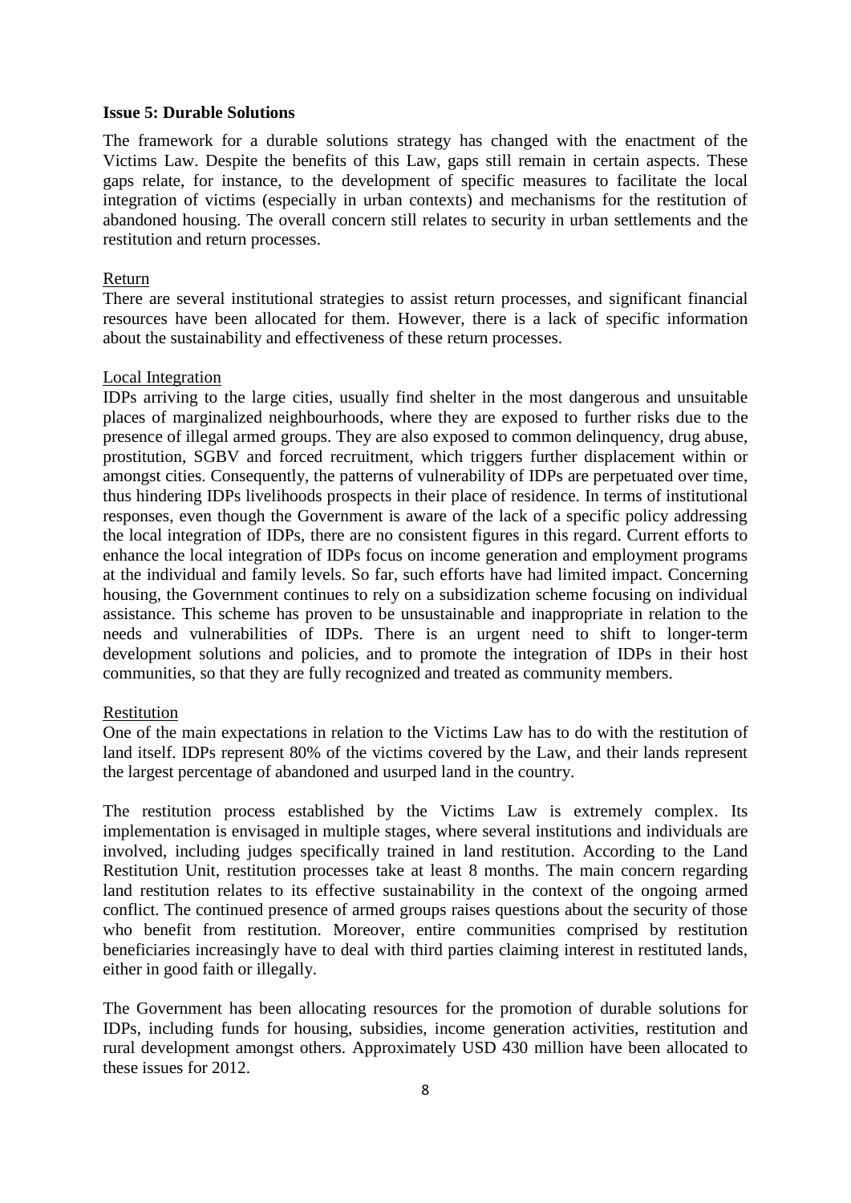**Issue 5: Durable Solutions**

The framework for a durable solutions strategy has changed with the enactment of the Victims Law. Despite the benefits of this Law, gaps still remain in certain aspects. These gaps relate, for instance, to the development of specific measures to facilitate the local integration of victims (especially in urban contexts) and mechanisms for the restitution of abandoned housing. The overall concern still relates to security in urban settlements and the restitution and return processes.

Return

There are several institutional strategies to assist return processes, and significant financial resources have been allocated for them. However, there is a lack of specific information about the sustainability and effectiveness of these return processes.

Local Integration

IDPs arriving to the large cities, usually find shelter in the most dangerous and unsuitable places of marginalized neighbourhoods, where they are exposed to further risks due to the presence of illegal armed groups. They are also exposed to common delinquency, drug abuse, prostitution, SGBV and forced recruitment, which triggers further displacement within or amongst cities. Consequently, the patterns of vulnerability of IDPs are perpetuated over time, thus hindering IDPs livelihoods prospects in their place of residence. In terms of institutional responses, even though the Government is aware of the lack of a specific policy addressing the local integration of IDPs, there are no consistent figures in this regard. Current efforts to enhance the local integration of IDPs focus on income generation and employment programs at the individual and family levels. So far, such efforts have had limited impact. Concerning housing, the Government continues to rely on a subsidization scheme focusing on individual assistance. This scheme has proven to be unsustainable and inappropriate in relation to the needs and vulnerabilities of IDPs. There is an urgent need to shift to longer-term development solutions and policies, and to promote the integration of IDPs in their host communities, so that they are fully recognized and treated as community members.

Restitution

One of the main expectations in relation to the Victims Law has to do with the restitution of land itself. IDPs represent 80% of the victims covered by the Law, and their lands represent the largest percentage of abandoned and usurped land in the country.

The restitution process established by the Victims Law is extremely complex. Its implementation is envisaged in multiple stages, where several institutions and individuals are involved, including judges specifically trained in land restitution. According to the Land Restitution Unit, restitution processes take at least 8 months. The main concern regarding land restitution relates to its effective sustainability in the context of the ongoing armed conflict. The continued presence of armed groups raises questions about the security of those who benefit from restitution. Moreover, entire communities comprised by restitution beneficiaries increasingly have to deal with third parties claiming interest in restituted lands, either in good faith or illegally.

The Government has been allocating resources for the promotion of durable solutions for IDPs, including funds for housing, subsidies, income generation activities, restitution and rural development amongst others. Approximately USD 430 million have been allocated to these issues for 2012.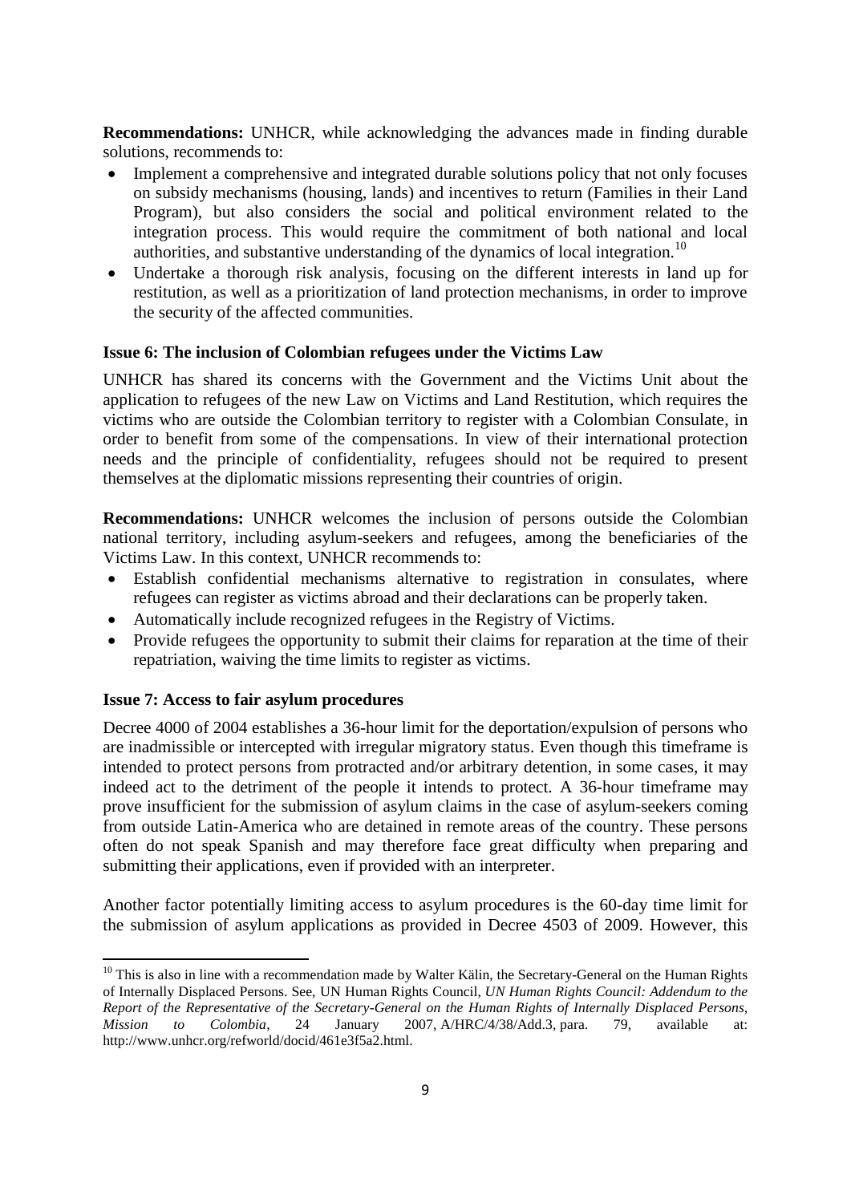**Recommendations:** UNHCR, while acknowledging the advances made in finding durable solutions, recommends to:

- Implement a comprehensive and integrated durable solutions policy that not only focuses on subsidy mechanisms (housing, lands) and incentives to return (Families in their Land Program), but also considers the social and political environment related to the integration process. This would require the commitment of both national and local authorities, and substantive understanding of the dynamics of local integration.[10]
- Undertake a thorough risk analysis, focusing on the different interests in land up for restitution, as well as a prioritization of land protection mechanisms, in order to improve the security of the affected communities.

**Issue 6: The inclusion of Colombian refugees under the Victims Law**

UNHCR has shared its concerns with the Government and the Victims Unit about the application to refugees of the new Law on Victims and Land Restitution, which requires the victims who are outside the Colombian territory to register with a Colombian Consulate, in order to benefit from some of the compensations. In view of their international protection needs and the principle of confidentiality, refugees should not be required to present themselves at the diplomatic missions representing their countries of origin.

**Recommendations:** UNHCR welcomes the inclusion of persons outside the Colombian national territory, including asylum-seekers and refugees, among the beneficiaries of the Victims Law. In this context, UNHCR recommends to:

- Establish confidential mechanisms alternative to registration in consulates, where refugees can register as victims abroad and their declarations can be properly taken.
- Automatically include recognized refugees in the Registry of Victims.
- Provide refugees the opportunity to submit their claims for reparation at the time of their repatriation, waiving the time limits to register as victims.

**Issue 7: Access to fair asylum procedures**

Decree 4000 of 2004 establishes a 36-hour limit for the deportation/expulsion of persons who are inadmissible or intercepted with irregular migratory status. Even though this timeframe is intended to protect persons from protracted and/or arbitrary detention, in some cases, it may indeed act to the detriment of the people it intends to protect. A 36-hour timeframe may prove insufficient for the submission of asylum claims in the case of asylum-seekers coming from outside Latin-America who are detained in remote areas of the country. These persons often do not speak Spanish and may therefore face great difficulty when preparing and submitting their applications, even if provided with an interpreter.

Another factor potentially limiting access to asylum procedures is the 60-day time limit for the submission of asylum applications as provided in Decree 4503 of 2009. However, this

---

[10] This is also in line with a recommendation made by Walter Kälin, the Secretary-General on the Human Rights of Internally Displaced Persons. See, UN Human Rights Council, *UN Human Rights Council: Addendum to the Report of the Representative of the Secretary-General on the Human Rights of Internally Displaced Persons, Mission to Colombia*, 24 January 2007, A/HRC/4/38/Add.3, para. 79, available at: http://www.unhcr.org/refworld/docid/461e3f5a2.html.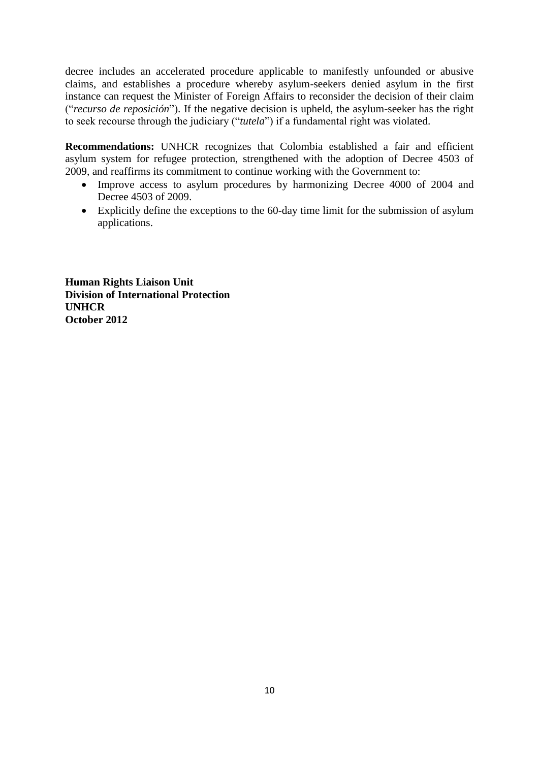decree includes an accelerated procedure applicable to manifestly unfounded or abusive claims, and establishes a procedure whereby asylum-seekers denied asylum in the first instance can request the Minister of Foreign Affairs to reconsider the decision of their claim ("*recurso de reposición*"). If the negative decision is upheld, the asylum-seeker has the right to seek recourse through the judiciary ("*tutela*") if a fundamental right was violated.

**Recommendations:** UNHCR recognizes that Colombia established a fair and efficient asylum system for refugee protection, strengthened with the adoption of Decree 4503 of 2009, and reaffirms its commitment to continue working with the Government to:

- Improve access to asylum procedures by harmonizing Decree 4000 of 2004 and Decree 4503 of 2009.
- Explicitly define the exceptions to the 60-day time limit for the submission of asylum applications.

**Human Rights Liaison Unit**
**Division of International Protection**
**UNHCR**
**October 2012**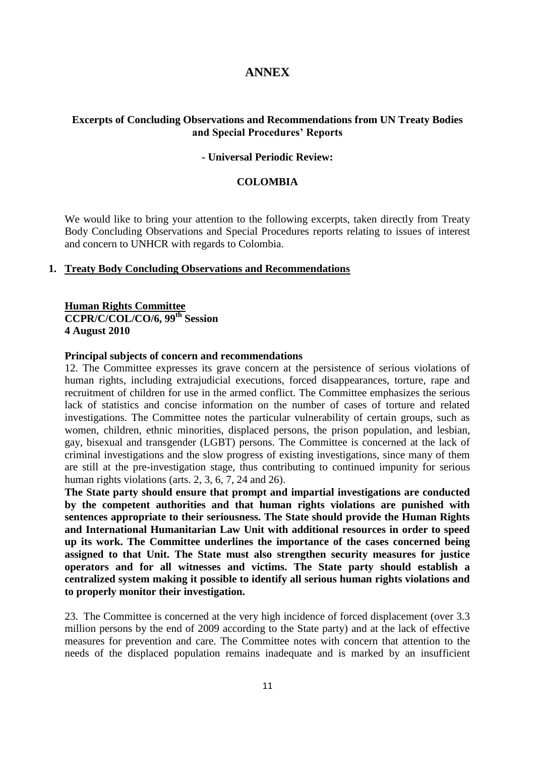# ANNEX

## Excerpts of Concluding Observations and Recommendations from UN Treaty Bodies and Special Procedures' Reports

### - Universal Periodic Review:

### COLOMBIA

We would like to bring your attention to the following excerpts, taken directly from Treaty Body Concluding Observations and Special Procedures reports relating to issues of interest and concern to UNHCR with regards to Colombia.

## 1. Treaty Body Concluding Observations and Recommendations

**Human Rights Committee**
**CCPR/C/COL/CO/6, 99th Session**
**4 August 2010**

**Principal subjects of concern and recommendations**

12. The Committee expresses its grave concern at the persistence of serious violations of human rights, including extrajudicial executions, forced disappearances, torture, rape and recruitment of children for use in the armed conflict. The Committee emphasizes the serious lack of statistics and concise information on the number of cases of torture and related investigations. The Committee notes the particular vulnerability of certain groups, such as women, children, ethnic minorities, displaced persons, the prison population, and lesbian, gay, bisexual and transgender (LGBT) persons. The Committee is concerned at the lack of criminal investigations and the slow progress of existing investigations, since many of them are still at the pre-investigation stage, thus contributing to continued impunity for serious human rights violations (arts. 2, 3, 6, 7, 24 and 26).

**The State party should ensure that prompt and impartial investigations are conducted by the competent authorities and that human rights violations are punished with sentences appropriate to their seriousness. The State should provide the Human Rights and International Humanitarian Law Unit with additional resources in order to speed up its work. The Committee underlines the importance of the cases concerned being assigned to that Unit. The State must also strengthen security measures for justice operators and for all witnesses and victims. The State party should establish a centralized system making it possible to identify all serious human rights violations and to properly monitor their investigation.**

23. The Committee is concerned at the very high incidence of forced displacement (over 3.3 million persons by the end of 2009 according to the State party) and at the lack of effective measures for prevention and care. The Committee notes with concern that attention to the needs of the displaced population remains inadequate and is marked by an insufficient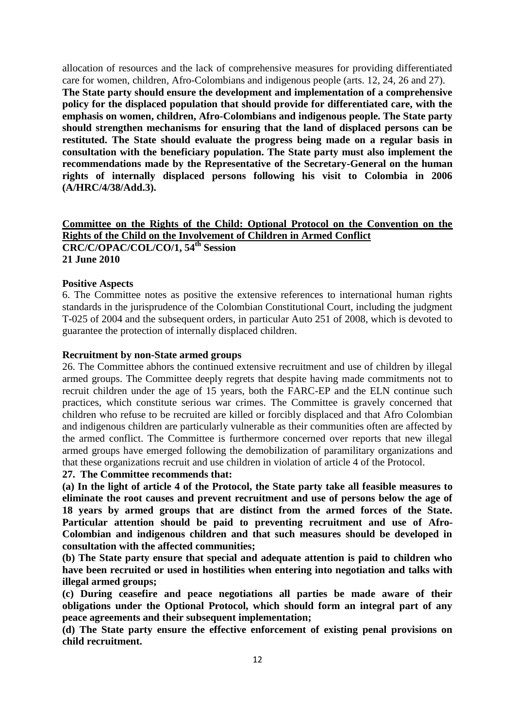allocation of resources and the lack of comprehensive measures for providing differentiated care for women, children, Afro-Colombians and indigenous people (arts. 12, 24, 26 and 27).
**The State party should ensure the development and implementation of a comprehensive policy for the displaced population that should provide for differentiated care, with the emphasis on women, children, Afro-Colombians and indigenous people. The State party should strengthen mechanisms for ensuring that the land of displaced persons can be restituted. The State should evaluate the progress being made on a regular basis in consultation with the beneficiary population. The State party must also implement the recommendations made by the Representative of the Secretary-General on the human rights of internally displaced persons following his visit to Colombia in 2006 (A/HRC/4/38/Add.3).**

**Committee on the Rights of the Child: Optional Protocol on the Convention on the Rights of the Child on the Involvement of Children in Armed Conflict**
**CRC/C/OPAC/COL/CO/1, 54th Session**
**21 June 2010**

**Positive Aspects**
6. The Committee notes as positive the extensive references to international human rights standards in the jurisprudence of the Colombian Constitutional Court, including the judgment T-025 of 2004 and the subsequent orders, in particular Auto 251 of 2008, which is devoted to guarantee the protection of internally displaced children.

**Recruitment by non-State armed groups**
26. The Committee abhors the continued extensive recruitment and use of children by illegal armed groups. The Committee deeply regrets that despite having made commitments not to recruit children under the age of 15 years, both the FARC-EP and the ELN continue such practices, which constitute serious war crimes. The Committee is gravely concerned that children who refuse to be recruited are killed or forcibly displaced and that Afro Colombian and indigenous children are particularly vulnerable as their communities often are affected by the armed conflict. The Committee is furthermore concerned over reports that new illegal armed groups have emerged following the demobilization of paramilitary organizations and that these organizations recruit and use children in violation of article 4 of the Protocol.

**27. The Committee recommends that:**

**(a) In the light of article 4 of the Protocol, the State party take all feasible measures to eliminate the root causes and prevent recruitment and use of persons below the age of 18 years by armed groups that are distinct from the armed forces of the State. Particular attention should be paid to preventing recruitment and use of Afro-Colombian and indigenous children and that such measures should be developed in consultation with the affected communities;**

**(b) The State party ensure that special and adequate attention is paid to children who have been recruited or used in hostilities when entering into negotiation and talks with illegal armed groups;**

**(c) During ceasefire and peace negotiations all parties be made aware of their obligations under the Optional Protocol, which should form an integral part of any peace agreements and their subsequent implementation;**

**(d) The State party ensure the effective enforcement of existing penal provisions on child recruitment.**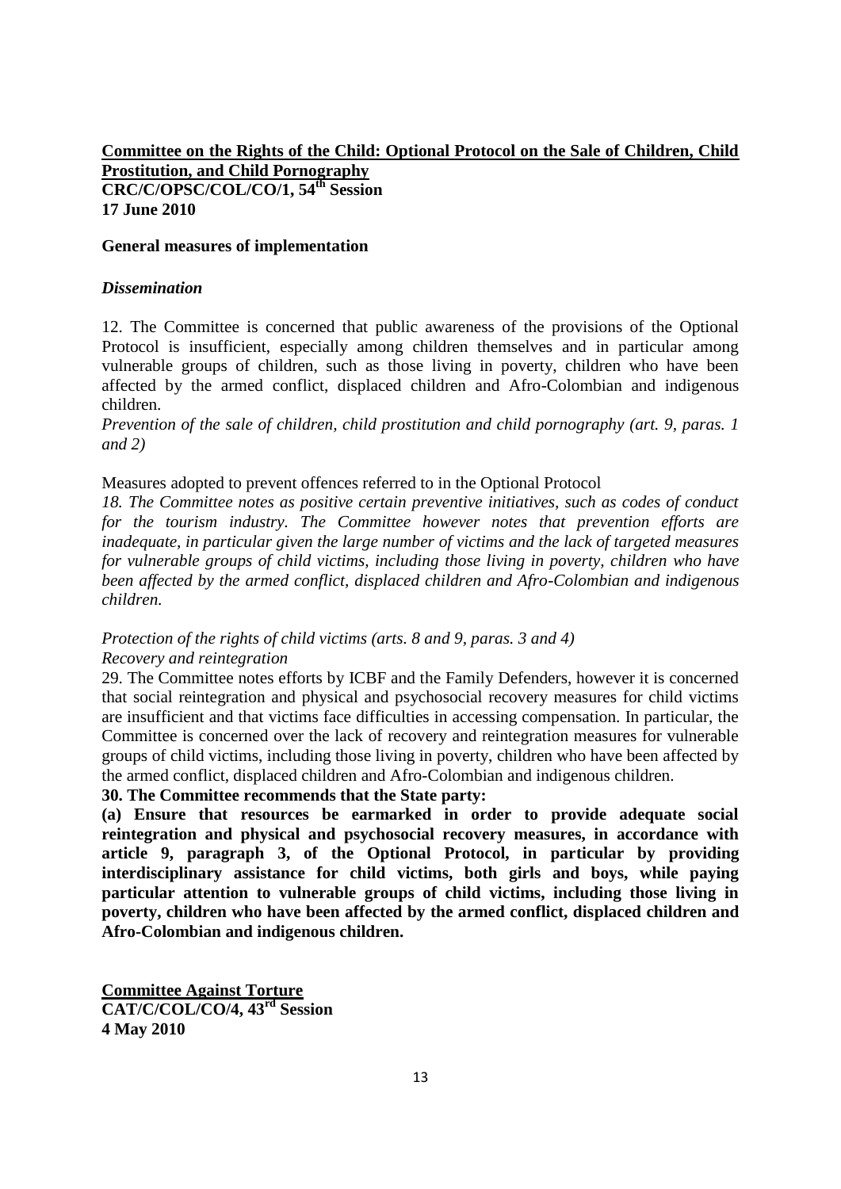**<u>Committee on the Rights of the Child: Optional Protocol on the Sale of Children, Child Prostitution, and Child Pornography</u>**
**CRC/C/OPSC/COL/CO/1, 54th Session**
**17 June 2010**

**General measures of implementation**

***Dissemination***

12. The Committee is concerned that public awareness of the provisions of the Optional Protocol is insufficient, especially among children themselves and in particular among vulnerable groups of children, such as those living in poverty, children who have been affected by the armed conflict, displaced children and Afro-Colombian and indigenous children.

*Prevention of the sale of children, child prostitution and child pornography (art. 9, paras. 1 and 2)*

Measures adopted to prevent offences referred to in the Optional Protocol

*18. The Committee notes as positive certain preventive initiatives, such as codes of conduct for the tourism industry. The Committee however notes that prevention efforts are inadequate, in particular given the large number of victims and the lack of targeted measures for vulnerable groups of child victims, including those living in poverty, children who have been affected by the armed conflict, displaced children and Afro-Colombian and indigenous children.*

*Protection of the rights of child victims (arts. 8 and 9, paras. 3 and 4)*
*Recovery and reintegration*

29. The Committee notes efforts by ICBF and the Family Defenders, however it is concerned that social reintegration and physical and psychosocial recovery measures for child victims are insufficient and that victims face difficulties in accessing compensation. In particular, the Committee is concerned over the lack of recovery and reintegration measures for vulnerable groups of child victims, including those living in poverty, children who have been affected by the armed conflict, displaced children and Afro-Colombian and indigenous children.

**30. The Committee recommends that the State party:**

**(a) Ensure that resources be earmarked in order to provide adequate social reintegration and physical and psychosocial recovery measures, in accordance with article 9, paragraph 3, of the Optional Protocol, in particular by providing interdisciplinary assistance for child victims, both girls and boys, while paying particular attention to vulnerable groups of child victims, including those living in poverty, children who have been affected by the armed conflict, displaced children and Afro-Colombian and indigenous children.**

**<u>Committee Against Torture</u>**
**CAT/C/COL/CO/4, 43rd Session**
**4 May 2010**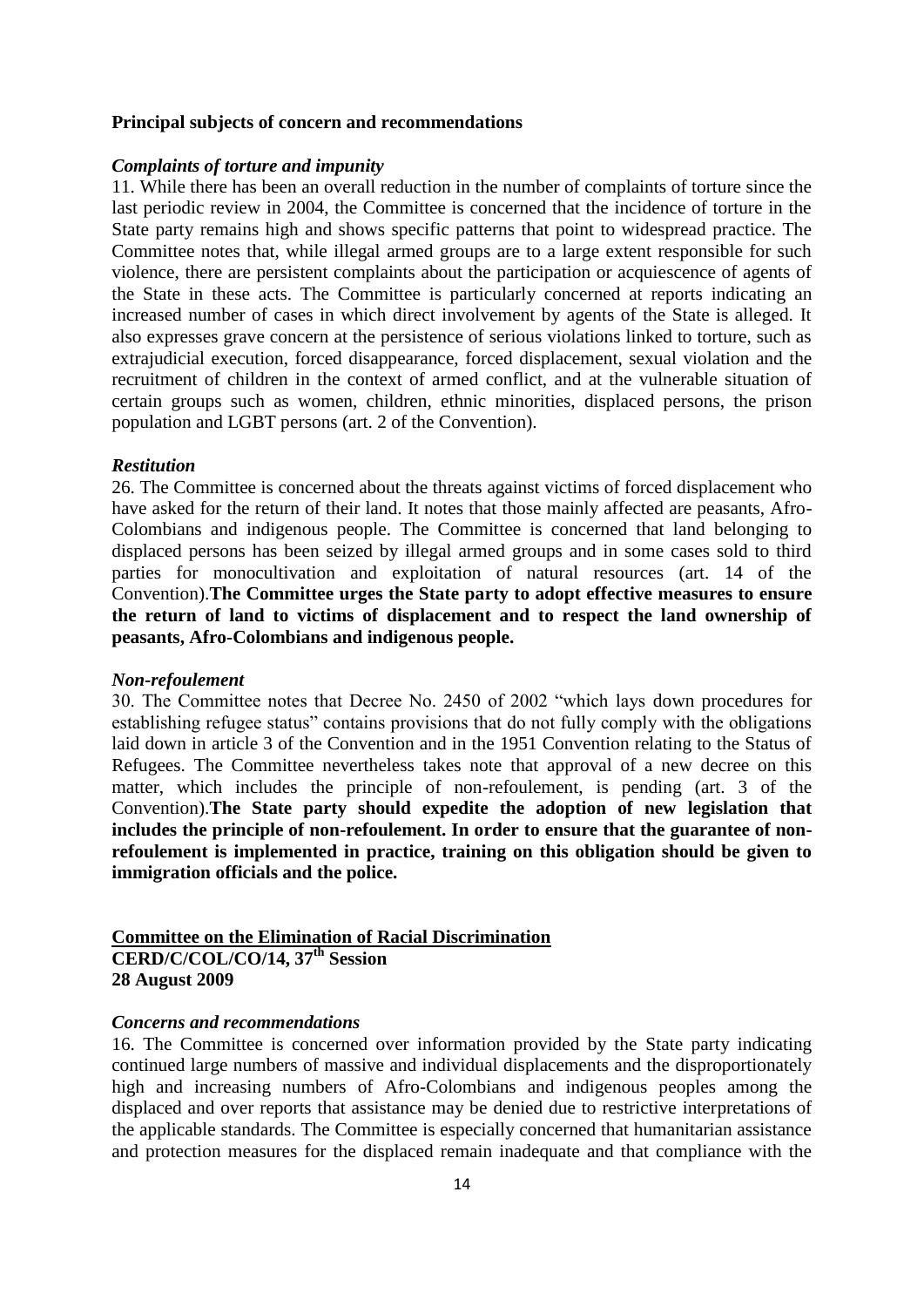**Principal subjects of concern and recommendations**

***Complaints of torture and impunity***

11. While there has been an overall reduction in the number of complaints of torture since the last periodic review in 2004, the Committee is concerned that the incidence of torture in the State party remains high and shows specific patterns that point to widespread practice. The Committee notes that, while illegal armed groups are to a large extent responsible for such violence, there are persistent complaints about the participation or acquiescence of agents of the State in these acts. The Committee is particularly concerned at reports indicating an increased number of cases in which direct involvement by agents of the State is alleged. It also expresses grave concern at the persistence of serious violations linked to torture, such as extrajudicial execution, forced disappearance, forced displacement, sexual violation and the recruitment of children in the context of armed conflict, and at the vulnerable situation of certain groups such as women, children, ethnic minorities, displaced persons, the prison population and LGBT persons (art. 2 of the Convention).

***Restitution***

26. The Committee is concerned about the threats against victims of forced displacement who have asked for the return of their land. It notes that those mainly affected are peasants, Afro-Colombians and indigenous people. The Committee is concerned that land belonging to displaced persons has been seized by illegal armed groups and in some cases sold to third parties for monocultivation and exploitation of natural resources (art. 14 of the Convention).**The Committee urges the State party to adopt effective measures to ensure the return of land to victims of displacement and to respect the land ownership of peasants, Afro-Colombians and indigenous people.**

***Non-refoulement***

30. The Committee notes that Decree No. 2450 of 2002 "which lays down procedures for establishing refugee status" contains provisions that do not fully comply with the obligations laid down in article 3 of the Convention and in the 1951 Convention relating to the Status of Refugees. The Committee nevertheless takes note that approval of a new decree on this matter, which includes the principle of non-refoulement, is pending (art. 3 of the Convention).**The State party should expedite the adoption of new legislation that includes the principle of non-refoulement. In order to ensure that the guarantee of non-refoulement is implemented in practice, training on this obligation should be given to immigration officials and the police.**

**Committee on the Elimination of Racial Discrimination**
**CERD/C/COL/CO/14, 37th Session**
**28 August 2009**

***Concerns and recommendations***

16. The Committee is concerned over information provided by the State party indicating continued large numbers of massive and individual displacements and the disproportionately high and increasing numbers of Afro-Colombians and indigenous peoples among the displaced and over reports that assistance may be denied due to restrictive interpretations of the applicable standards. The Committee is especially concerned that humanitarian assistance and protection measures for the displaced remain inadequate and that compliance with the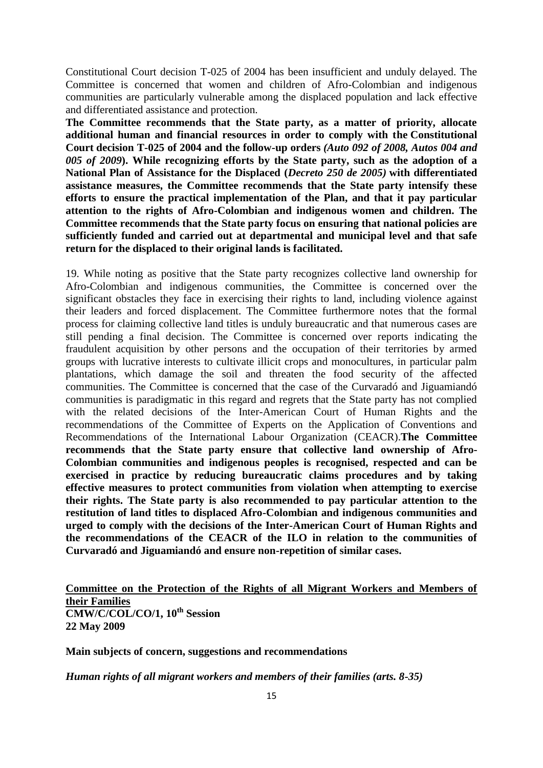Constitutional Court decision T-025 of 2004 has been insufficient and unduly delayed. The Committee is concerned that women and children of Afro-Colombian and indigenous communities are particularly vulnerable among the displaced population and lack effective and differentiated assistance and protection.
**The Committee recommends that the State party, as a matter of priority, allocate additional human and financial resources in order to comply with the Constitutional Court decision T-025 of 2004 and the follow-up orders *(Auto 092 of 2008, Autos 004 and 005 of 2009*). While recognizing efforts by the State party, such as the adoption of a National Plan of Assistance for the Displaced (*Decreto 250 de 2005)* with differentiated assistance measures, the Committee recommends that the State party intensify these efforts to ensure the practical implementation of the Plan, and that it pay particular attention to the rights of Afro-Colombian and indigenous women and children. The Committee recommends that the State party focus on ensuring that national policies are sufficiently funded and carried out at departmental and municipal level and that safe return for the displaced to their original lands is facilitated.**

19. While noting as positive that the State party recognizes collective land ownership for Afro-Colombian and indigenous communities, the Committee is concerned over the significant obstacles they face in exercising their rights to land, including violence against their leaders and forced displacement. The Committee furthermore notes that the formal process for claiming collective land titles is unduly bureaucratic and that numerous cases are still pending a final decision. The Committee is concerned over reports indicating the fraudulent acquisition by other persons and the occupation of their territories by armed groups with lucrative interests to cultivate illicit crops and monocultures, in particular palm plantations, which damage the soil and threaten the food security of the affected communities. The Committee is concerned that the case of the Curvaradó and Jiguamiandó communities is paradigmatic in this regard and regrets that the State party has not complied with the related decisions of the Inter-American Court of Human Rights and the recommendations of the Committee of Experts on the Application of Conventions and Recommendations of the International Labour Organization (CEACR).**The Committee recommends that the State party ensure that collective land ownership of Afro-Colombian communities and indigenous peoples is recognised, respected and can be exercised in practice by reducing bureaucratic claims procedures and by taking effective measures to protect communities from violation when attempting to exercise their rights. The State party is also recommended to pay particular attention to the restitution of land titles to displaced Afro-Colombian and indigenous communities and urged to comply with the decisions of the Inter-American Court of Human Rights and the recommendations of the CEACR of the ILO in relation to the communities of Curvaradó and Jiguamiandó and ensure non-repetition of similar cases.**

**Committee on the Protection of the Rights of all Migrant Workers and Members of their Families**
**CMW/C/COL/CO/1, 10th Session**
**22 May 2009**

**Main subjects of concern, suggestions and recommendations**

***Human rights of all migrant workers and members of their families (arts. 8-35)***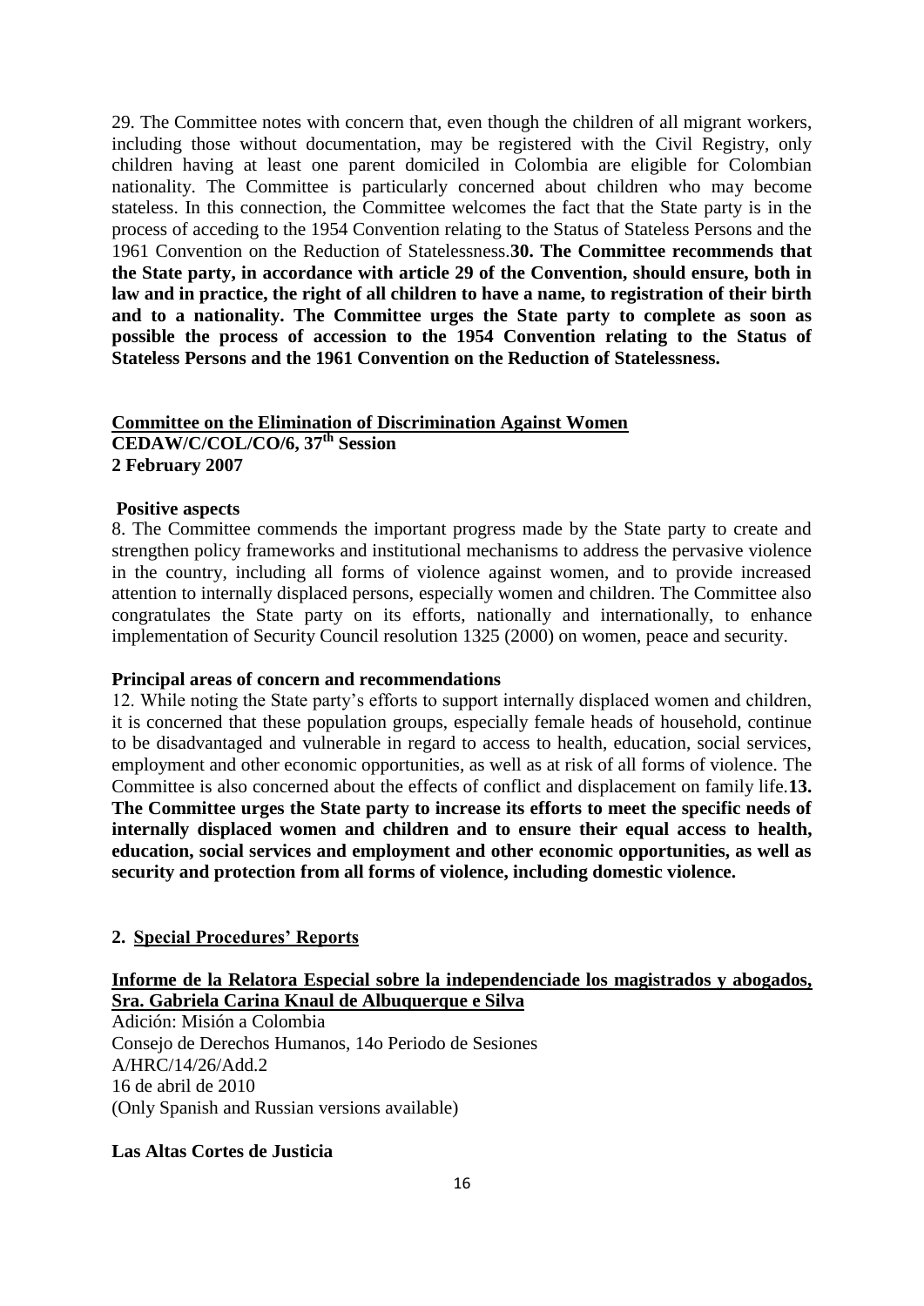29. The Committee notes with concern that, even though the children of all migrant workers, including those without documentation, may be registered with the Civil Registry, only children having at least one parent domiciled in Colombia are eligible for Colombian nationality. The Committee is particularly concerned about children who may become stateless. In this connection, the Committee welcomes the fact that the State party is in the process of acceding to the 1954 Convention relating to the Status of Stateless Persons and the 1961 Convention on the Reduction of Statelessness.**30. The Committee recommends that the State party, in accordance with article 29 of the Convention, should ensure, both in law and in practice, the right of all children to have a name, to registration of their birth and to a nationality. The Committee urges the State party to complete as soon as possible the process of accession to the 1954 Convention relating to the Status of Stateless Persons and the 1961 Convention on the Reduction of Statelessness.**

**Committee on the Elimination of Discrimination Against Women**
**CEDAW/C/COL/CO/6, 37th Session**
**2 February 2007**

**Positive aspects**

8. The Committee commends the important progress made by the State party to create and strengthen policy frameworks and institutional mechanisms to address the pervasive violence in the country, including all forms of violence against women, and to provide increased attention to internally displaced persons, especially women and children. The Committee also congratulates the State party on its efforts, nationally and internationally, to enhance implementation of Security Council resolution 1325 (2000) on women, peace and security.

**Principal areas of concern and recommendations**

12. While noting the State party's efforts to support internally displaced women and children, it is concerned that these population groups, especially female heads of household, continue to be disadvantaged and vulnerable in regard to access to health, education, social services, employment and other economic opportunities, as well as at risk of all forms of violence. The Committee is also concerned about the effects of conflict and displacement on family life.**13. The Committee urges the State party to increase its efforts to meet the specific needs of internally displaced women and children and to ensure their equal access to health, education, social services and employment and other economic opportunities, as well as security and protection from all forms of violence, including domestic violence.**

## 2. Special Procedures' Reports

**Informe de la Relatora Especial sobre la independenciade los magistrados y abogados, Sra. Gabriela Carina Knaul de Albuquerque e Silva**

Adición: Misión a Colombia
Consejo de Derechos Humanos, 14o Periodo de Sesiones
A/HRC/14/26/Add.2
16 de abril de 2010
(Only Spanish and Russian versions available)

**Las Altas Cortes de Justicia**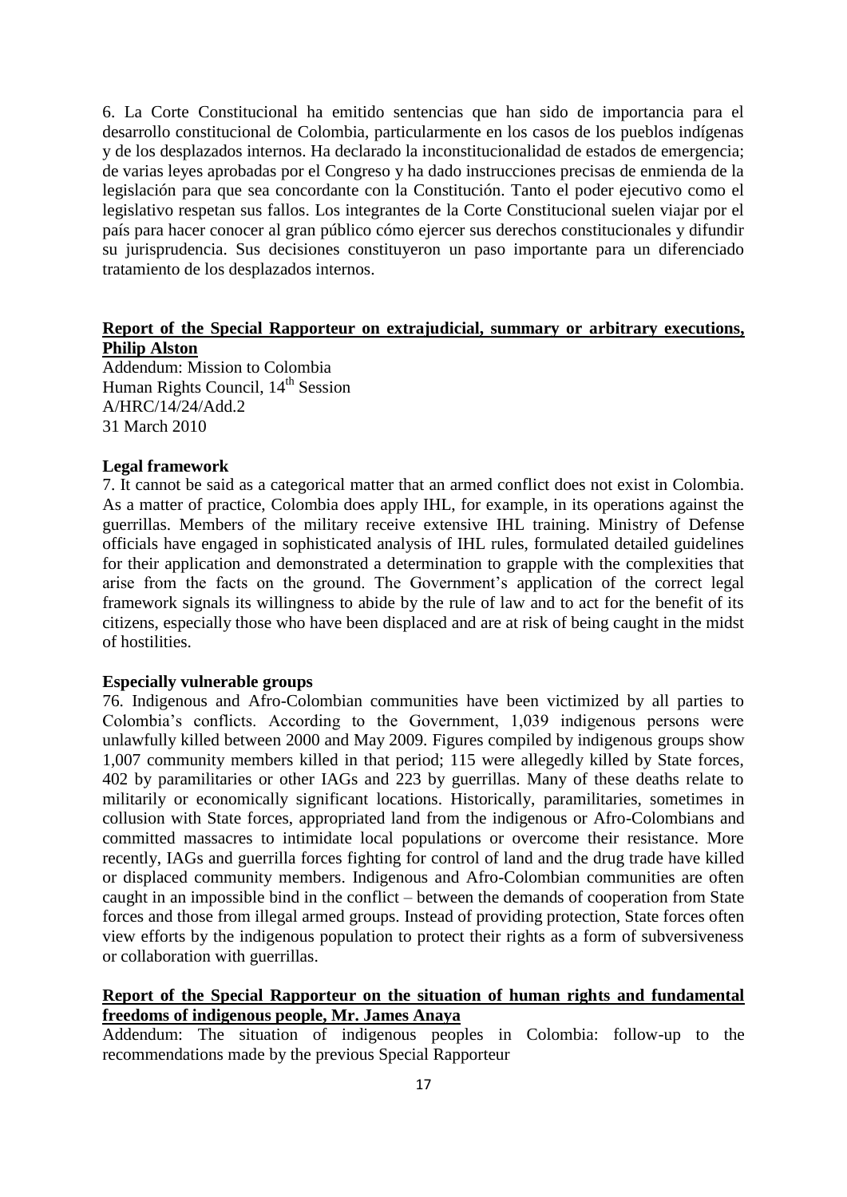6. La Corte Constitucional ha emitido sentencias que han sido de importancia para el desarrollo constitucional de Colombia, particularmente en los casos de los pueblos indígenas y de los desplazados internos. Ha declarado la inconstitucionalidad de estados de emergencia; de varias leyes aprobadas por el Congreso y ha dado instrucciones precisas de enmienda de la legislación para que sea concordante con la Constitución. Tanto el poder ejecutivo como el legislativo respetan sus fallos. Los integrantes de la Corte Constitucional suelen viajar por el país para hacer conocer al gran público cómo ejercer sus derechos constitucionales y difundir su jurisprudencia. Sus decisiones constituyeron un paso importante para un diferenciado tratamiento de los desplazados internos.

**Report of the Special Rapporteur on extrajudicial, summary or arbitrary executions, Philip Alston**

Addendum: Mission to Colombia
Human Rights Council, 14th Session
A/HRC/14/24/Add.2
31 March 2010

**Legal framework**

7. It cannot be said as a categorical matter that an armed conflict does not exist in Colombia. As a matter of practice, Colombia does apply IHL, for example, in its operations against the guerrillas. Members of the military receive extensive IHL training. Ministry of Defense officials have engaged in sophisticated analysis of IHL rules, formulated detailed guidelines for their application and demonstrated a determination to grapple with the complexities that arise from the facts on the ground. The Government's application of the correct legal framework signals its willingness to abide by the rule of law and to act for the benefit of its citizens, especially those who have been displaced and are at risk of being caught in the midst of hostilities.

**Especially vulnerable groups**

76. Indigenous and Afro-Colombian communities have been victimized by all parties to Colombia's conflicts. According to the Government, 1,039 indigenous persons were unlawfully killed between 2000 and May 2009. Figures compiled by indigenous groups show 1,007 community members killed in that period; 115 were allegedly killed by State forces, 402 by paramilitaries or other IAGs and 223 by guerrillas. Many of these deaths relate to militarily or economically significant locations. Historically, paramilitaries, sometimes in collusion with State forces, appropriated land from the indigenous or Afro-Colombians and committed massacres to intimidate local populations or overcome their resistance. More recently, IAGs and guerrilla forces fighting for control of land and the drug trade have killed or displaced community members. Indigenous and Afro-Colombian communities are often caught in an impossible bind in the conflict – between the demands of cooperation from State forces and those from illegal armed groups. Instead of providing protection, State forces often view efforts by the indigenous population to protect their rights as a form of subversiveness or collaboration with guerrillas.

**Report of the Special Rapporteur on the situation of human rights and fundamental freedoms of indigenous people, Mr. James Anaya**

Addendum: The situation of indigenous peoples in Colombia: follow-up to the recommendations made by the previous Special Rapporteur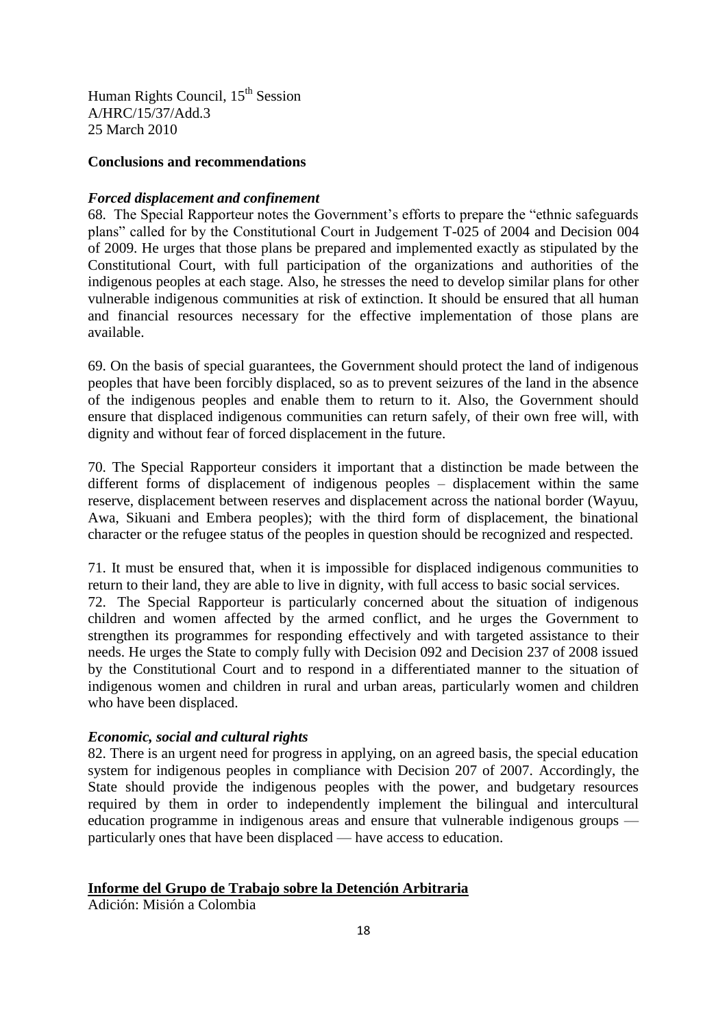Human Rights Council, 15th Session
A/HRC/15/37/Add.3
25 March 2010

**Conclusions and recommendations**

***Forced displacement and confinement***

68. The Special Rapporteur notes the Government's efforts to prepare the "ethnic safeguards plans" called for by the Constitutional Court in Judgement T-025 of 2004 and Decision 004 of 2009. He urges that those plans be prepared and implemented exactly as stipulated by the Constitutional Court, with full participation of the organizations and authorities of the indigenous peoples at each stage. Also, he stresses the need to develop similar plans for other vulnerable indigenous communities at risk of extinction. It should be ensured that all human and financial resources necessary for the effective implementation of those plans are available.

69. On the basis of special guarantees, the Government should protect the land of indigenous peoples that have been forcibly displaced, so as to prevent seizures of the land in the absence of the indigenous peoples and enable them to return to it. Also, the Government should ensure that displaced indigenous communities can return safely, of their own free will, with dignity and without fear of forced displacement in the future.

70. The Special Rapporteur considers it important that a distinction be made between the different forms of displacement of indigenous peoples – displacement within the same reserve, displacement between reserves and displacement across the national border (Wayuu, Awa, Sikuani and Embera peoples); with the third form of displacement, the binational character or the refugee status of the peoples in question should be recognized and respected.

71. It must be ensured that, when it is impossible for displaced indigenous communities to return to their land, they are able to live in dignity, with full access to basic social services.

72. The Special Rapporteur is particularly concerned about the situation of indigenous children and women affected by the armed conflict, and he urges the Government to strengthen its programmes for responding effectively and with targeted assistance to their needs. He urges the State to comply fully with Decision 092 and Decision 237 of 2008 issued by the Constitutional Court and to respond in a differentiated manner to the situation of indigenous women and children in rural and urban areas, particularly women and children who have been displaced.

***Economic, social and cultural rights***

82. There is an urgent need for progress in applying, on an agreed basis, the special education system for indigenous peoples in compliance with Decision 207 of 2007. Accordingly, the State should provide the indigenous peoples with the power, and budgetary resources required by them in order to independently implement the bilingual and intercultural education programme in indigenous areas and ensure that vulnerable indigenous groups — particularly ones that have been displaced — have access to education.

**Informe del Grupo de Trabajo sobre la Detención Arbitraria**

Adición: Misión a Colombia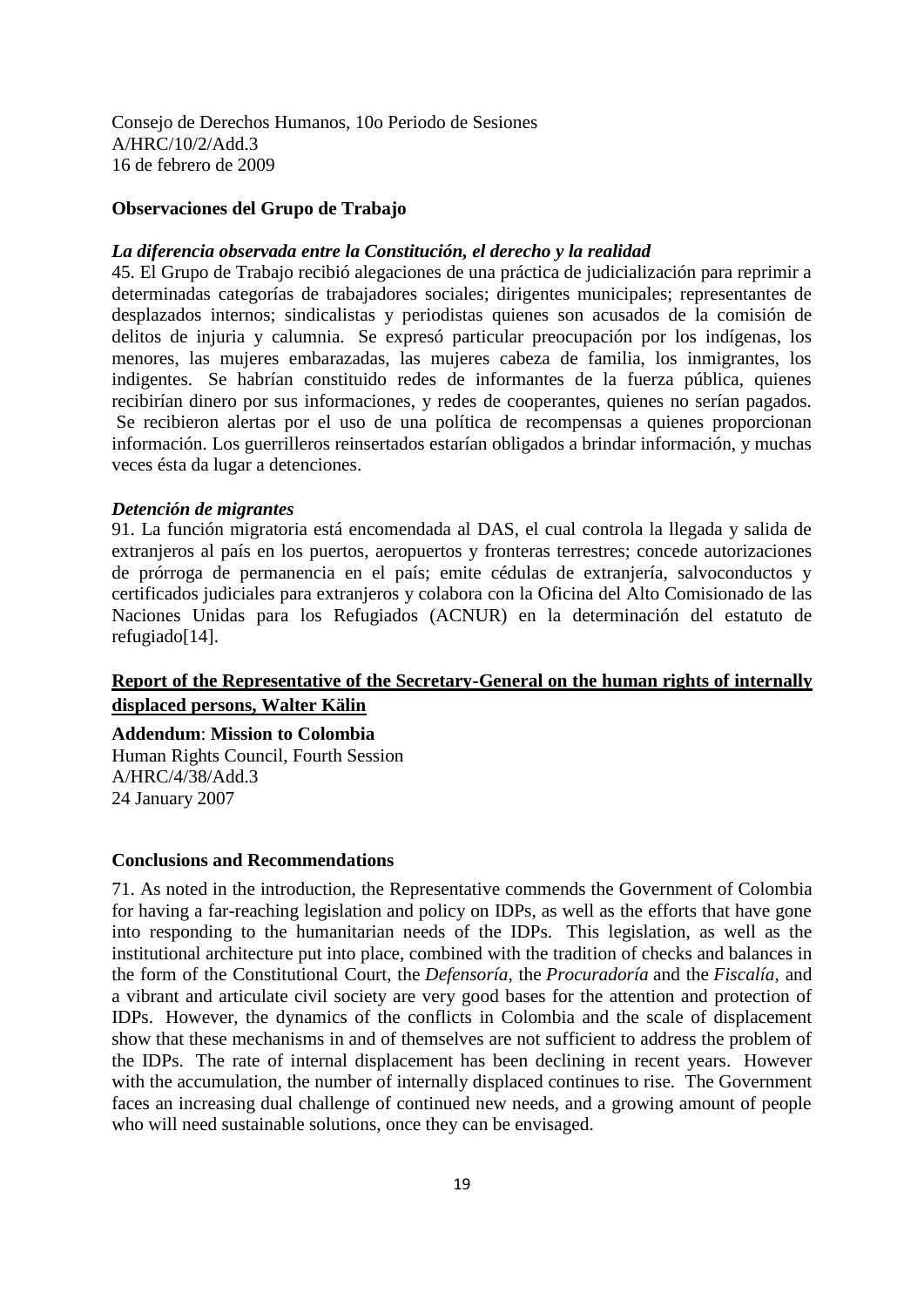Consejo de Derechos Humanos, 10o Periodo de Sesiones
A/HRC/10/2/Add.3
16 de febrero de 2009

**Observaciones del Grupo de Trabajo**

***La diferencia observada entre la Constitución, el derecho y la realidad***

45. El Grupo de Trabajo recibió alegaciones de una práctica de judicialización para reprimir a determinadas categorías de trabajadores sociales; dirigentes municipales; representantes de desplazados internos; sindicalistas y periodistas quienes son acusados de la comisión de delitos de injuria y calumnia. Se expresó particular preocupación por los indígenas, los menores, las mujeres embarazadas, las mujeres cabeza de familia, los inmigrantes, los indigentes. Se habrían constituido redes de informantes de la fuerza pública, quienes recibirían dinero por sus informaciones, y redes de cooperantes, quienes no serían pagados. Se recibieron alertas por el uso de una política de recompensas a quienes proporcionan información. Los guerrilleros reinsertados estarían obligados a brindar información, y muchas veces ésta da lugar a detenciones.

***Detención de migrantes***

91. La función migratoria está encomendada al DAS, el cual controla la llegada y salida de extranjeros al país en los puertos, aeropuertos y fronteras terrestres; concede autorizaciones de prórroga de permanencia en el país; emite cédulas de extranjería, salvoconductos y certificados judiciales para extranjeros y colabora con la Oficina del Alto Comisionado de las Naciones Unidas para los Refugiados (ACNUR) en la determinación del estatuto de refugiado[14].

## Report of the Representative of the Secretary-General on the human rights of internally displaced persons, Walter Kälin

**Addendum**: **Mission to Colombia**
Human Rights Council, Fourth Session
A/HRC/4/38/Add.3
24 January 2007

**Conclusions and Recommendations**

71. As noted in the introduction, the Representative commends the Government of Colombia for having a far-reaching legislation and policy on IDPs, as well as the efforts that have gone into responding to the humanitarian needs of the IDPs. This legislation, as well as the institutional architecture put into place, combined with the tradition of checks and balances in the form of the Constitutional Court, the *Defensoría*, the *Procuraduría* and the *Fiscalía*, and a vibrant and articulate civil society are very good bases for the attention and protection of IDPs. However, the dynamics of the conflicts in Colombia and the scale of displacement show that these mechanisms in and of themselves are not sufficient to address the problem of the IDPs. The rate of internal displacement has been declining in recent years. However with the accumulation, the number of internally displaced continues to rise. The Government faces an increasing dual challenge of continued new needs, and a growing amount of people who will need sustainable solutions, once they can be envisaged.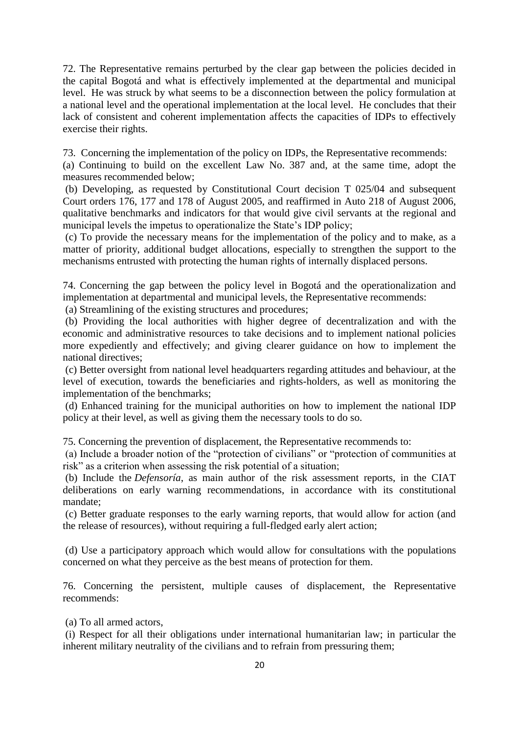72. The Representative remains perturbed by the clear gap between the policies decided in the capital Bogotá and what is effectively implemented at the departmental and municipal level. He was struck by what seems to be a disconnection between the policy formulation at a national level and the operational implementation at the local level. He concludes that their lack of consistent and coherent implementation affects the capacities of IDPs to effectively exercise their rights.

73. Concerning the implementation of the policy on IDPs, the Representative recommends:

(a) Continuing to build on the excellent Law No. 387 and, at the same time, adopt the measures recommended below;

(b) Developing, as requested by Constitutional Court decision T 025/04 and subsequent Court orders 176, 177 and 178 of August 2005, and reaffirmed in Auto 218 of August 2006, qualitative benchmarks and indicators for that would give civil servants at the regional and municipal levels the impetus to operationalize the State's IDP policy;

(c) To provide the necessary means for the implementation of the policy and to make, as a matter of priority, additional budget allocations, especially to strengthen the support to the mechanisms entrusted with protecting the human rights of internally displaced persons.

74. Concerning the gap between the policy level in Bogotá and the operationalization and implementation at departmental and municipal levels, the Representative recommends:

(a) Streamlining of the existing structures and procedures;

(b) Providing the local authorities with higher degree of decentralization and with the economic and administrative resources to take decisions and to implement national policies more expediently and effectively; and giving clearer guidance on how to implement the national directives;

(c) Better oversight from national level headquarters regarding attitudes and behaviour, at the level of execution, towards the beneficiaries and rights-holders, as well as monitoring the implementation of the benchmarks;

(d) Enhanced training for the municipal authorities on how to implement the national IDP policy at their level, as well as giving them the necessary tools to do so.

75. Concerning the prevention of displacement, the Representative recommends to:

(a) Include a broader notion of the "protection of civilians" or "protection of communities at risk" as a criterion when assessing the risk potential of a situation;

(b) Include the *Defensoría*, as main author of the risk assessment reports, in the CIAT deliberations on early warning recommendations, in accordance with its constitutional mandate;

(c) Better graduate responses to the early warning reports, that would allow for action (and the release of resources), without requiring a full-fledged early alert action;

(d) Use a participatory approach which would allow for consultations with the populations concerned on what they perceive as the best means of protection for them.

76. Concerning the persistent, multiple causes of displacement, the Representative recommends:

(a) To all armed actors,

(i) Respect for all their obligations under international humanitarian law; in particular the inherent military neutrality of the civilians and to refrain from pressuring them;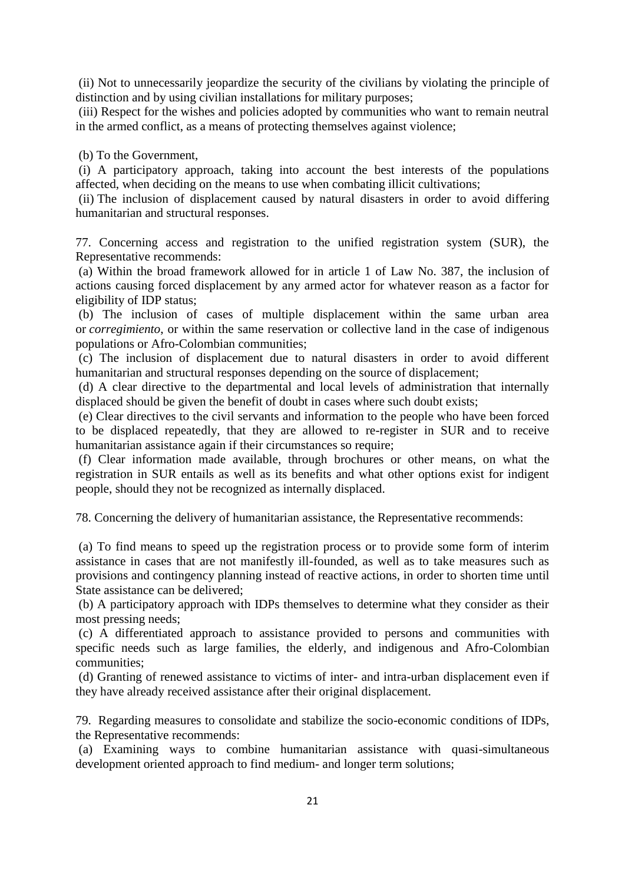(ii) Not to unnecessarily jeopardize the security of the civilians by violating the principle of distinction and by using civilian installations for military purposes;

(iii) Respect for the wishes and policies adopted by communities who want to remain neutral in the armed conflict, as a means of protecting themselves against violence;

(b) To the Government,

(i) A participatory approach, taking into account the best interests of the populations affected, when deciding on the means to use when combating illicit cultivations;

(ii) The inclusion of displacement caused by natural disasters in order to avoid differing humanitarian and structural responses.

77. Concerning access and registration to the unified registration system (SUR), the Representative recommends:

(a) Within the broad framework allowed for in article 1 of Law No. 387, the inclusion of actions causing forced displacement by any armed actor for whatever reason as a factor for eligibility of IDP status;

(b) The inclusion of cases of multiple displacement within the same urban area or *corregimiento*, or within the same reservation or collective land in the case of indigenous populations or Afro-Colombian communities;

(c) The inclusion of displacement due to natural disasters in order to avoid different humanitarian and structural responses depending on the source of displacement;

(d) A clear directive to the departmental and local levels of administration that internally displaced should be given the benefit of doubt in cases where such doubt exists;

(e) Clear directives to the civil servants and information to the people who have been forced to be displaced repeatedly, that they are allowed to re-register in SUR and to receive humanitarian assistance again if their circumstances so require;

(f) Clear information made available, through brochures or other means, on what the registration in SUR entails as well as its benefits and what other options exist for indigent people, should they not be recognized as internally displaced.

78. Concerning the delivery of humanitarian assistance, the Representative recommends:

(a) To find means to speed up the registration process or to provide some form of interim assistance in cases that are not manifestly ill-founded, as well as to take measures such as provisions and contingency planning instead of reactive actions, in order to shorten time until State assistance can be delivered;

(b) A participatory approach with IDPs themselves to determine what they consider as their most pressing needs;

(c) A differentiated approach to assistance provided to persons and communities with specific needs such as large families, the elderly, and indigenous and Afro-Colombian communities;

(d) Granting of renewed assistance to victims of inter- and intra-urban displacement even if they have already received assistance after their original displacement.

79. Regarding measures to consolidate and stabilize the socio-economic conditions of IDPs, the Representative recommends:

(a) Examining ways to combine humanitarian assistance with quasi-simultaneous development oriented approach to find medium- and longer term solutions;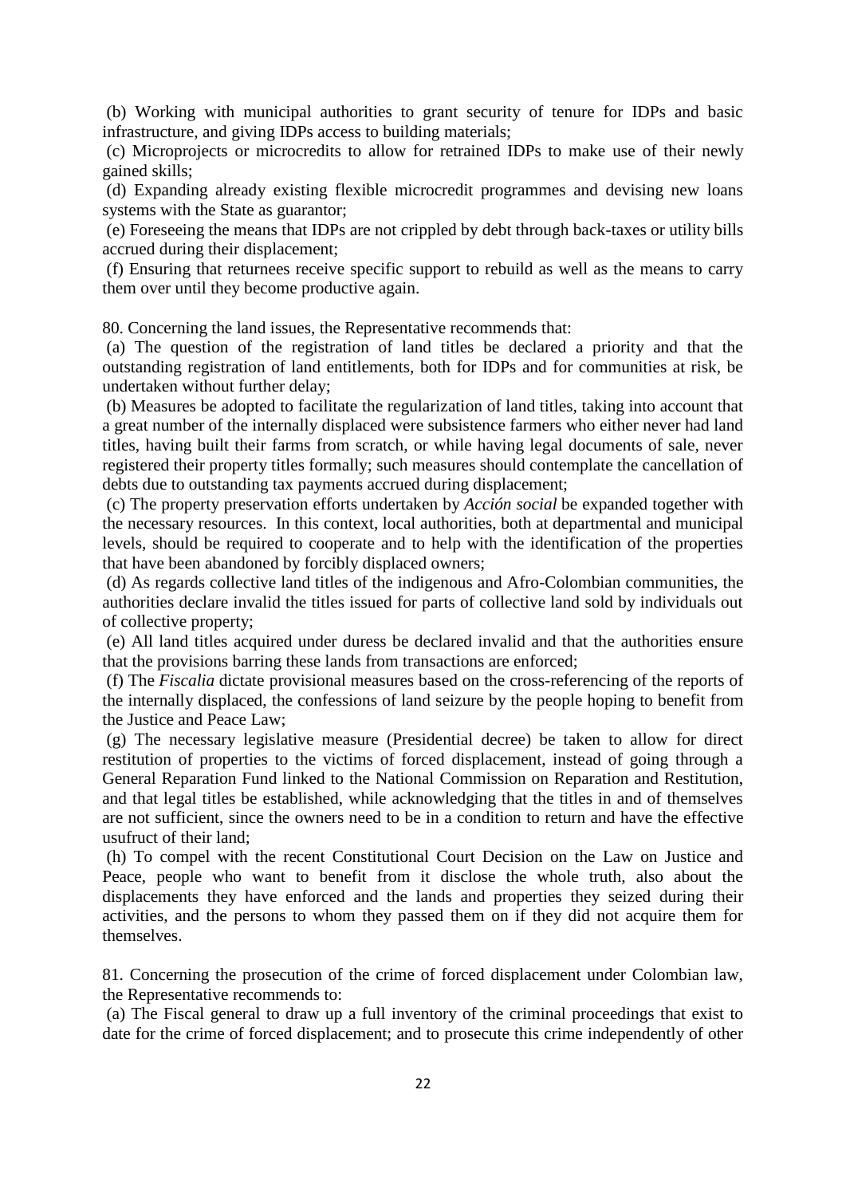(b) Working with municipal authorities to grant security of tenure for IDPs and basic infrastructure, and giving IDPs access to building materials;

(c) Microprojects or microcredits to allow for retrained IDPs to make use of their newly gained skills;

(d) Expanding already existing flexible microcredit programmes and devising new loans systems with the State as guarantor;

(e) Foreseeing the means that IDPs are not crippled by debt through back-taxes or utility bills accrued during their displacement;

(f) Ensuring that returnees receive specific support to rebuild as well as the means to carry them over until they become productive again.

80. Concerning the land issues, the Representative recommends that:

(a) The question of the registration of land titles be declared a priority and that the outstanding registration of land entitlements, both for IDPs and for communities at risk, be undertaken without further delay;

(b) Measures be adopted to facilitate the regularization of land titles, taking into account that a great number of the internally displaced were subsistence farmers who either never had land titles, having built their farms from scratch, or while having legal documents of sale, never registered their property titles formally; such measures should contemplate the cancellation of debts due to outstanding tax payments accrued during displacement;

(c) The property preservation efforts undertaken by *Acción social* be expanded together with the necessary resources. In this context, local authorities, both at departmental and municipal levels, should be required to cooperate and to help with the identification of the properties that have been abandoned by forcibly displaced owners;

(d) As regards collective land titles of the indigenous and Afro-Colombian communities, the authorities declare invalid the titles issued for parts of collective land sold by individuals out of collective property;

(e) All land titles acquired under duress be declared invalid and that the authorities ensure that the provisions barring these lands from transactions are enforced;

(f) The *Fiscalia* dictate provisional measures based on the cross-referencing of the reports of the internally displaced, the confessions of land seizure by the people hoping to benefit from the Justice and Peace Law;

(g) The necessary legislative measure (Presidential decree) be taken to allow for direct restitution of properties to the victims of forced displacement, instead of going through a General Reparation Fund linked to the National Commission on Reparation and Restitution, and that legal titles be established, while acknowledging that the titles in and of themselves are not sufficient, since the owners need to be in a condition to return and have the effective usufruct of their land;

(h) To compel with the recent Constitutional Court Decision on the Law on Justice and Peace, people who want to benefit from it disclose the whole truth, also about the displacements they have enforced and the lands and properties they seized during their activities, and the persons to whom they passed them on if they did not acquire them for themselves.

81. Concerning the prosecution of the crime of forced displacement under Colombian law, the Representative recommends to:

(a) The Fiscal general to draw up a full inventory of the criminal proceedings that exist to date for the crime of forced displacement; and to prosecute this crime independently of other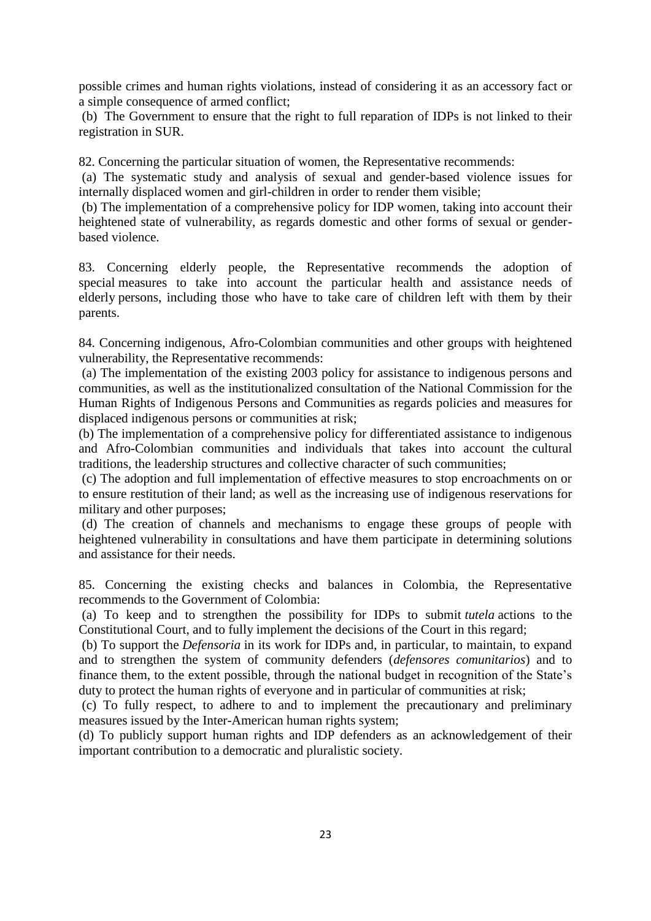possible crimes and human rights violations, instead of considering it as an accessory fact or a simple consequence of armed conflict;

(b) The Government to ensure that the right to full reparation of IDPs is not linked to their registration in SUR.

82. Concerning the particular situation of women, the Representative recommends:

(a) The systematic study and analysis of sexual and gender-based violence issues for internally displaced women and girl-children in order to render them visible;

(b) The implementation of a comprehensive policy for IDP women, taking into account their heightened state of vulnerability, as regards domestic and other forms of sexual or gender-based violence.

83. Concerning elderly people, the Representative recommends the adoption of special measures to take into account the particular health and assistance needs of elderly persons, including those who have to take care of children left with them by their parents.

84. Concerning indigenous, Afro-Colombian communities and other groups with heightened vulnerability, the Representative recommends:

(a) The implementation of the existing 2003 policy for assistance to indigenous persons and communities, as well as the institutionalized consultation of the National Commission for the Human Rights of Indigenous Persons and Communities as regards policies and measures for displaced indigenous persons or communities at risk;

(b) The implementation of a comprehensive policy for differentiated assistance to indigenous and Afro-Colombian communities and individuals that takes into account the cultural traditions, the leadership structures and collective character of such communities;

(c) The adoption and full implementation of effective measures to stop encroachments on or to ensure restitution of their land; as well as the increasing use of indigenous reservations for military and other purposes;

(d) The creation of channels and mechanisms to engage these groups of people with heightened vulnerability in consultations and have them participate in determining solutions and assistance for their needs.

85. Concerning the existing checks and balances in Colombia, the Representative recommends to the Government of Colombia:

(a) To keep and to strengthen the possibility for IDPs to submit *tutela* actions to the Constitutional Court, and to fully implement the decisions of the Court in this regard;

(b) To support the *Defensoria* in its work for IDPs and, in particular, to maintain, to expand and to strengthen the system of community defenders (*defensores comunitarios*) and to finance them, to the extent possible, through the national budget in recognition of the State's duty to protect the human rights of everyone and in particular of communities at risk;

(c) To fully respect, to adhere to and to implement the precautionary and preliminary measures issued by the Inter-American human rights system;

(d) To publicly support human rights and IDP defenders as an acknowledgement of their important contribution to a democratic and pluralistic society.